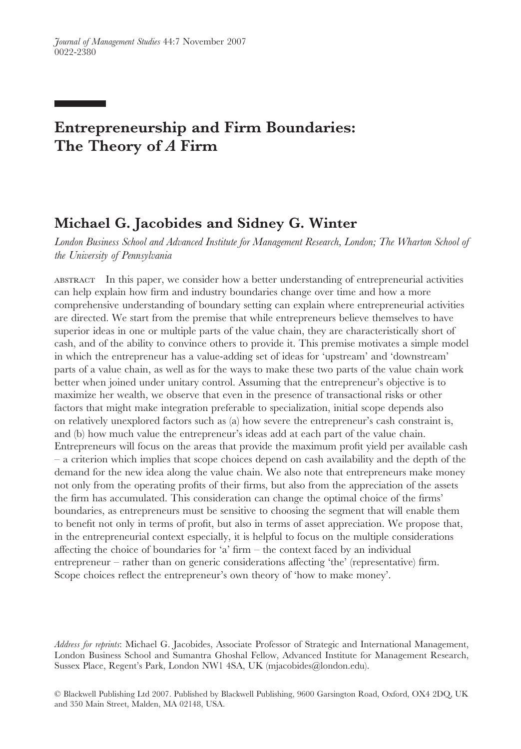# Entrepreneurship and Firm Boundaries: The Theory of *A* Firm

## Michael G. Jacobides and Sidney G. Winter

*London Business School and Advanced Institute for Management Research, London; The Wharton School of the University of Pennsylvania*

ABSTRACT In this paper, we consider how a better understanding of entrepreneurial activities can help explain how firm and industry boundaries change over time and how a more comprehensive understanding of boundary setting can explain where entrepreneurial activities are directed. We start from the premise that while entrepreneurs believe themselves to have superior ideas in one or multiple parts of the value chain, they are characteristically short of cash, and of the ability to convince others to provide it. This premise motivates a simple model in which the entrepreneur has a value-adding set of ideas for 'upstream' and 'downstream' parts of a value chain, as well as for the ways to make these two parts of the value chain work better when joined under unitary control. Assuming that the entrepreneur's objective is to maximize her wealth, we observe that even in the presence of transactional risks or other factors that might make integration preferable to specialization, initial scope depends also on relatively unexplored factors such as (a) how severe the entrepreneur's cash constraint is, and (b) how much value the entrepreneur's ideas add at each part of the value chain. Entrepreneurs will focus on the areas that provide the maximum profit yield per available cash – a criterion which implies that scope choices depend on cash availability and the depth of the demand for the new idea along the value chain. We also note that entrepreneurs make money not only from the operating profits of their firms, but also from the appreciation of the assets the firm has accumulated. This consideration can change the optimal choice of the firms' boundaries, as entrepreneurs must be sensitive to choosing the segment that will enable them to benefit not only in terms of profit, but also in terms of asset appreciation. We propose that, in the entrepreneurial context especially, it is helpful to focus on the multiple considerations affecting the choice of boundaries for 'a' firm – the context faced by an individual entrepreneur – rather than on generic considerations affecting 'the' (representative) firm. Scope choices reflect the entrepreneur's own theory of 'how to make money'.

*Address for reprints*: Michael G. Jacobides, Associate Professor of Strategic and International Management, London Business School and Sumantra Ghoshal Fellow, Advanced Institute for Management Research, Sussex Place, Regent's Park, London NW1 4SA, UK (mjacobides@london.edu).

© Blackwell Publishing Ltd 2007. Published by Blackwell Publishing, 9600 Garsington Road, Oxford, OX4 2DQ, UK and 350 Main Street, Malden, MA 02148, USA.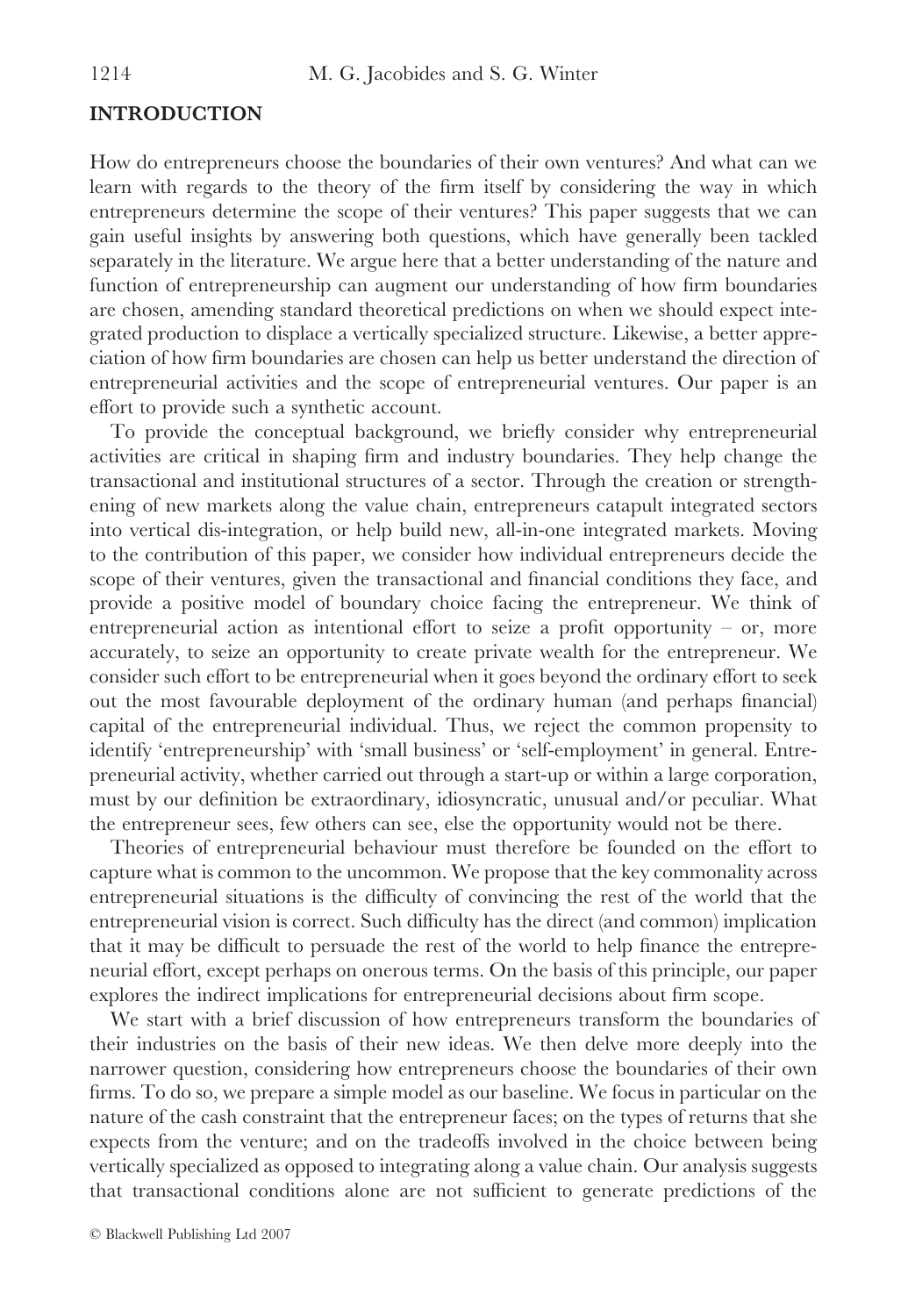## INTRODUCTION

How do entrepreneurs choose the boundaries of their own ventures? And what can we learn with regards to the theory of the firm itself by considering the way in which entrepreneurs determine the scope of their ventures? This paper suggests that we can gain useful insights by answering both questions, which have generally been tackled separately in the literature. We argue here that a better understanding of the nature and function of entrepreneurship can augment our understanding of how firm boundaries are chosen, amending standard theoretical predictions on when we should expect integrated production to displace a vertically specialized structure. Likewise, a better appreciation of how firm boundaries are chosen can help us better understand the direction of entrepreneurial activities and the scope of entrepreneurial ventures. Our paper is an effort to provide such a synthetic account.

To provide the conceptual background, we briefly consider why entrepreneurial activities are critical in shaping firm and industry boundaries. They help change the transactional and institutional structures of a sector. Through the creation or strengthening of new markets along the value chain, entrepreneurs catapult integrated sectors into vertical dis-integration, or help build new, all-in-one integrated markets. Moving to the contribution of this paper, we consider how individual entrepreneurs decide the scope of their ventures, given the transactional and financial conditions they face, and provide a positive model of boundary choice facing the entrepreneur. We think of entrepreneurial action as intentional effort to seize a profit opportunity – or, more accurately, to seize an opportunity to create private wealth for the entrepreneur. We consider such effort to be entrepreneurial when it goes beyond the ordinary effort to seek out the most favourable deployment of the ordinary human (and perhaps financial) capital of the entrepreneurial individual. Thus, we reject the common propensity to identify 'entrepreneurship' with 'small business' or 'self-employment' in general. Entrepreneurial activity, whether carried out through a start-up or within a large corporation, must by our definition be extraordinary, idiosyncratic, unusual and/or peculiar. What the entrepreneur sees, few others can see, else the opportunity would not be there.

Theories of entrepreneurial behaviour must therefore be founded on the effort to capture what is common to the uncommon. We propose that the key commonality across entrepreneurial situations is the difficulty of convincing the rest of the world that the entrepreneurial vision is correct. Such difficulty has the direct (and common) implication that it may be difficult to persuade the rest of the world to help finance the entrepreneurial effort, except perhaps on onerous terms. On the basis of this principle, our paper explores the indirect implications for entrepreneurial decisions about firm scope.

We start with a brief discussion of how entrepreneurs transform the boundaries of their industries on the basis of their new ideas. We then delve more deeply into the narrower question, considering how entrepreneurs choose the boundaries of their own firms. To do so, we prepare a simple model as our baseline. We focus in particular on the nature of the cash constraint that the entrepreneur faces; on the types of returns that she expects from the venture; and on the tradeoffs involved in the choice between being vertically specialized as opposed to integrating along a value chain. Our analysis suggests that transactional conditions alone are not sufficient to generate predictions of the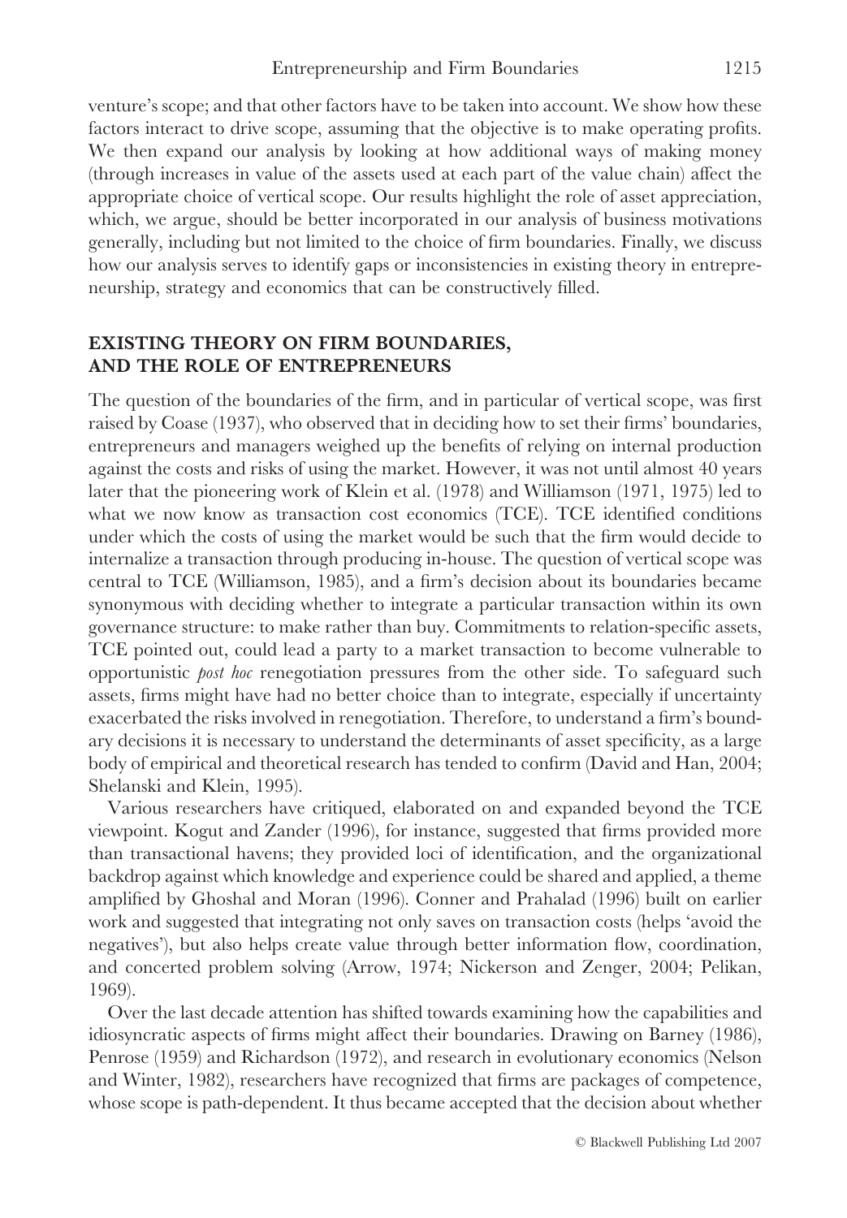venture's scope; and that other factors have to be taken into account. We show how these factors interact to drive scope, assuming that the objective is to make operating profits. We then expand our analysis by looking at how additional ways of making money (through increases in value of the assets used at each part of the value chain) affect the appropriate choice of vertical scope. Our results highlight the role of asset appreciation, which, we argue, should be better incorporated in our analysis of business motivations generally, including but not limited to the choice of firm boundaries. Finally, we discuss how our analysis serves to identify gaps or inconsistencies in existing theory in entrepreneurship, strategy and economics that can be constructively filled.

## EXISTING THEORY ON FIRM BOUNDARIES, AND THE ROLE OF ENTREPRENEURS

The question of the boundaries of the firm, and in particular of vertical scope, was first raised by Coase (1937), who observed that in deciding how to set their firms' boundaries, entrepreneurs and managers weighed up the benefits of relying on internal production against the costs and risks of using the market. However, it was not until almost 40 years later that the pioneering work of Klein et al. (1978) and Williamson (1971, 1975) led to what we now know as transaction cost economics (TCE). TCE identified conditions under which the costs of using the market would be such that the firm would decide to internalize a transaction through producing in-house. The question of vertical scope was central to TCE (Williamson, 1985), and a firm's decision about its boundaries became synonymous with deciding whether to integrate a particular transaction within its own governance structure: to make rather than buy. Commitments to relation-specific assets, TCE pointed out, could lead a party to a market transaction to become vulnerable to opportunistic *post hoc* renegotiation pressures from the other side. To safeguard such assets, firms might have had no better choice than to integrate, especially if uncertainty exacerbated the risks involved in renegotiation. Therefore, to understand a firm's boundary decisions it is necessary to understand the determinants of asset specificity, as a large body of empirical and theoretical research has tended to confirm (David and Han, 2004; Shelanski and Klein, 1995).

Various researchers have critiqued, elaborated on and expanded beyond the TCE viewpoint. Kogut and Zander (1996), for instance, suggested that firms provided more than transactional havens; they provided loci of identification, and the organizational backdrop against which knowledge and experience could be shared and applied, a theme amplified by Ghoshal and Moran (1996). Conner and Prahalad (1996) built on earlier work and suggested that integrating not only saves on transaction costs (helps 'avoid the negatives'), but also helps create value through better information flow, coordination, and concerted problem solving (Arrow, 1974; Nickerson and Zenger, 2004; Pelikan, 1969).

Over the last decade attention has shifted towards examining how the capabilities and idiosyncratic aspects of firms might affect their boundaries. Drawing on Barney (1986), Penrose (1959) and Richardson (1972), and research in evolutionary economics (Nelson and Winter, 1982), researchers have recognized that firms are packages of competence, whose scope is path-dependent. It thus became accepted that the decision about whether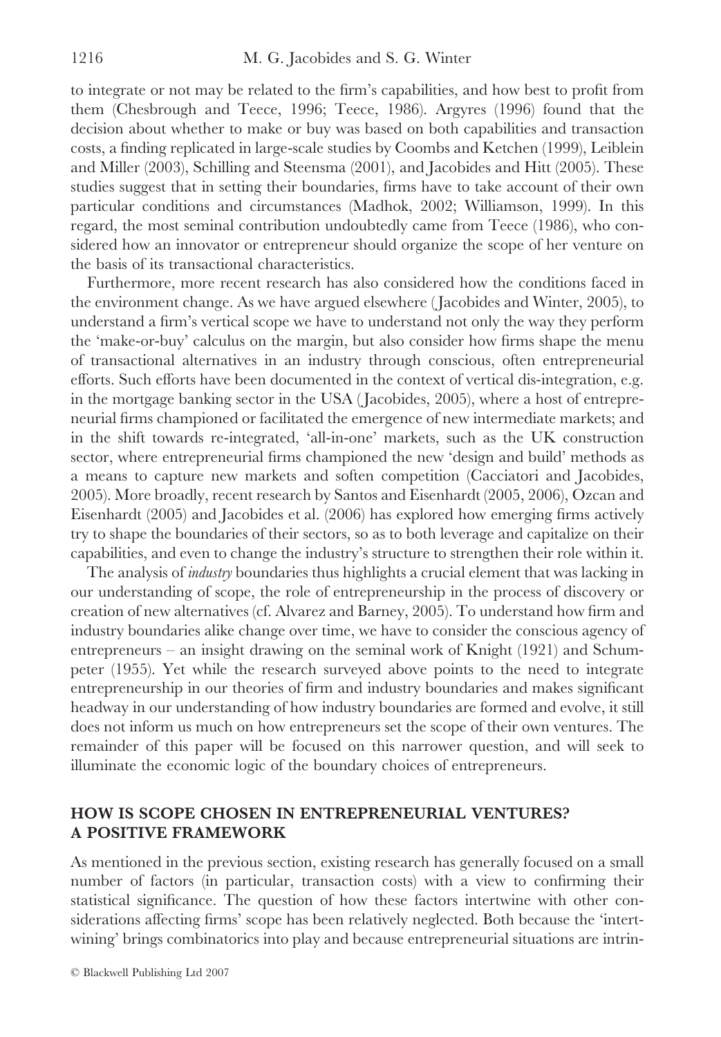to integrate or not may be related to the firm's capabilities, and how best to profit from them (Chesbrough and Teece, 1996; Teece, 1986). Argyres (1996) found that the decision about whether to make or buy was based on both capabilities and transaction costs, a finding replicated in large-scale studies by Coombs and Ketchen (1999), Leiblein and Miller (2003), Schilling and Steensma (2001), and Jacobides and Hitt (2005). These studies suggest that in setting their boundaries, firms have to take account of their own particular conditions and circumstances (Madhok, 2002; Williamson, 1999). In this regard, the most seminal contribution undoubtedly came from Teece (1986), who considered how an innovator or entrepreneur should organize the scope of her venture on the basis of its transactional characteristics.

Furthermore, more recent research has also considered how the conditions faced in the environment change. As we have argued elsewhere (Jacobides and Winter, 2005), to understand a firm's vertical scope we have to understand not only the way they perform the 'make-or-buy' calculus on the margin, but also consider how firms shape the menu of transactional alternatives in an industry through conscious, often entrepreneurial efforts. Such efforts have been documented in the context of vertical dis-integration, e.g. in the mortgage banking sector in the USA (Jacobides, 2005), where a host of entrepreneurial firms championed or facilitated the emergence of new intermediate markets; and in the shift towards re-integrated, 'all-in-one' markets, such as the UK construction sector, where entrepreneurial firms championed the new 'design and build' methods as a means to capture new markets and soften competition (Cacciatori and Jacobides, 2005). More broadly, recent research by Santos and Eisenhardt (2005, 2006), Ozcan and Eisenhardt (2005) and Jacobides et al. (2006) has explored how emerging firms actively try to shape the boundaries of their sectors, so as to both leverage and capitalize on their capabilities, and even to change the industry's structure to strengthen their role within it.

The analysis of *industry* boundaries thus highlights a crucial element that was lacking in our understanding of scope, the role of entrepreneurship in the process of discovery or creation of new alternatives (cf. Alvarez and Barney, 2005). To understand how firm and industry boundaries alike change over time, we have to consider the conscious agency of entrepreneurs – an insight drawing on the seminal work of Knight (1921) and Schumpeter (1955). Yet while the research surveyed above points to the need to integrate entrepreneurship in our theories of firm and industry boundaries and makes significant headway in our understanding of how industry boundaries are formed and evolve, it still does not inform us much on how entrepreneurs set the scope of their own ventures. The remainder of this paper will be focused on this narrower question, and will seek to illuminate the economic logic of the boundary choices of entrepreneurs.

## HOW IS SCOPE CHOSEN IN ENTREPRENEURIAL VENTURES? A POSITIVE FRAMEWORK

As mentioned in the previous section, existing research has generally focused on a small number of factors (in particular, transaction costs) with a view to confirming their statistical significance. The question of how these factors intertwine with other considerations affecting firms' scope has been relatively neglected. Both because the 'intertwining' brings combinatorics into play and because entrepreneurial situations are intrin-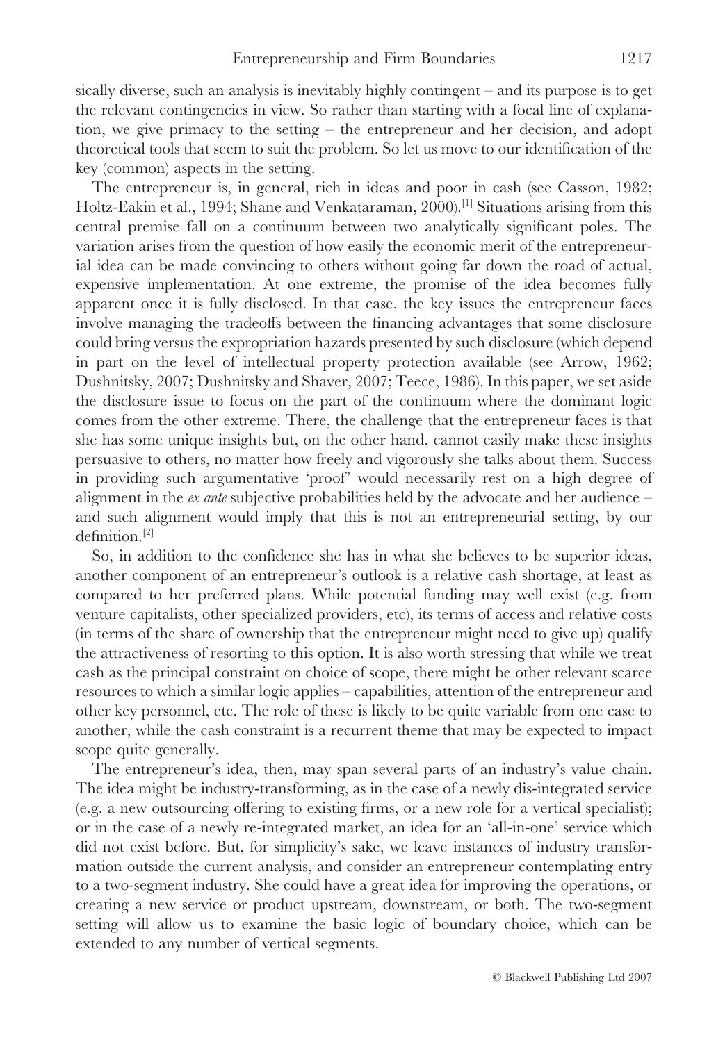sically diverse, such an analysis is inevitably highly contingent – and its purpose is to get the relevant contingencies in view. So rather than starting with a focal line of explanation, we give primacy to the setting – the entrepreneur and her decision, and adopt theoretical tools that seem to suit the problem. So let us move to our identification of the key (common) aspects in the setting.

The entrepreneur is, in general, rich in ideas and poor in cash (see Casson, 1982; Holtz-Eakin et al., 1994; Shane and Venkataraman, 2000).[1] Situations arising from this central premise fall on a continuum between two analytically significant poles. The variation arises from the question of how easily the economic merit of the entrepreneurial idea can be made convincing to others without going far down the road of actual, expensive implementation. At one extreme, the promise of the idea becomes fully apparent once it is fully disclosed. In that case, the key issues the entrepreneur faces involve managing the tradeoffs between the financing advantages that some disclosure could bring versus the expropriation hazards presented by such disclosure (which depend in part on the level of intellectual property protection available (see Arrow, 1962; Dushnitsky, 2007; Dushnitsky and Shaver, 2007; Teece, 1986). In this paper, we set aside the disclosure issue to focus on the part of the continuum where the dominant logic comes from the other extreme. There, the challenge that the entrepreneur faces is that she has some unique insights but, on the other hand, cannot easily make these insights persuasive to others, no matter how freely and vigorously she talks about them. Success in providing such argumentative 'proof' would necessarily rest on a high degree of alignment in the *ex ante* subjective probabilities held by the advocate and her audience – and such alignment would imply that this is not an entrepreneurial setting, by our definition.[2]

So, in addition to the confidence she has in what she believes to be superior ideas, another component of an entrepreneur's outlook is a relative cash shortage, at least as compared to her preferred plans. While potential funding may well exist (e.g. from venture capitalists, other specialized providers, etc), its terms of access and relative costs (in terms of the share of ownership that the entrepreneur might need to give up) qualify the attractiveness of resorting to this option. It is also worth stressing that while we treat cash as the principal constraint on choice of scope, there might be other relevant scarce resources to which a similar logic applies – capabilities, attention of the entrepreneur and other key personnel, etc. The role of these is likely to be quite variable from one case to another, while the cash constraint is a recurrent theme that may be expected to impact scope quite generally.

The entrepreneur's idea, then, may span several parts of an industry's value chain. The idea might be industry-transforming, as in the case of a newly dis-integrated service (e.g. a new outsourcing offering to existing firms, or a new role for a vertical specialist); or in the case of a newly re-integrated market, an idea for an 'all-in-one' service which did not exist before. But, for simplicity's sake, we leave instances of industry transformation outside the current analysis, and consider an entrepreneur contemplating entry to a two-segment industry. She could have a great idea for improving the operations, or creating a new service or product upstream, downstream, or both. The two-segment setting will allow us to examine the basic logic of boundary choice, which can be extended to any number of vertical segments.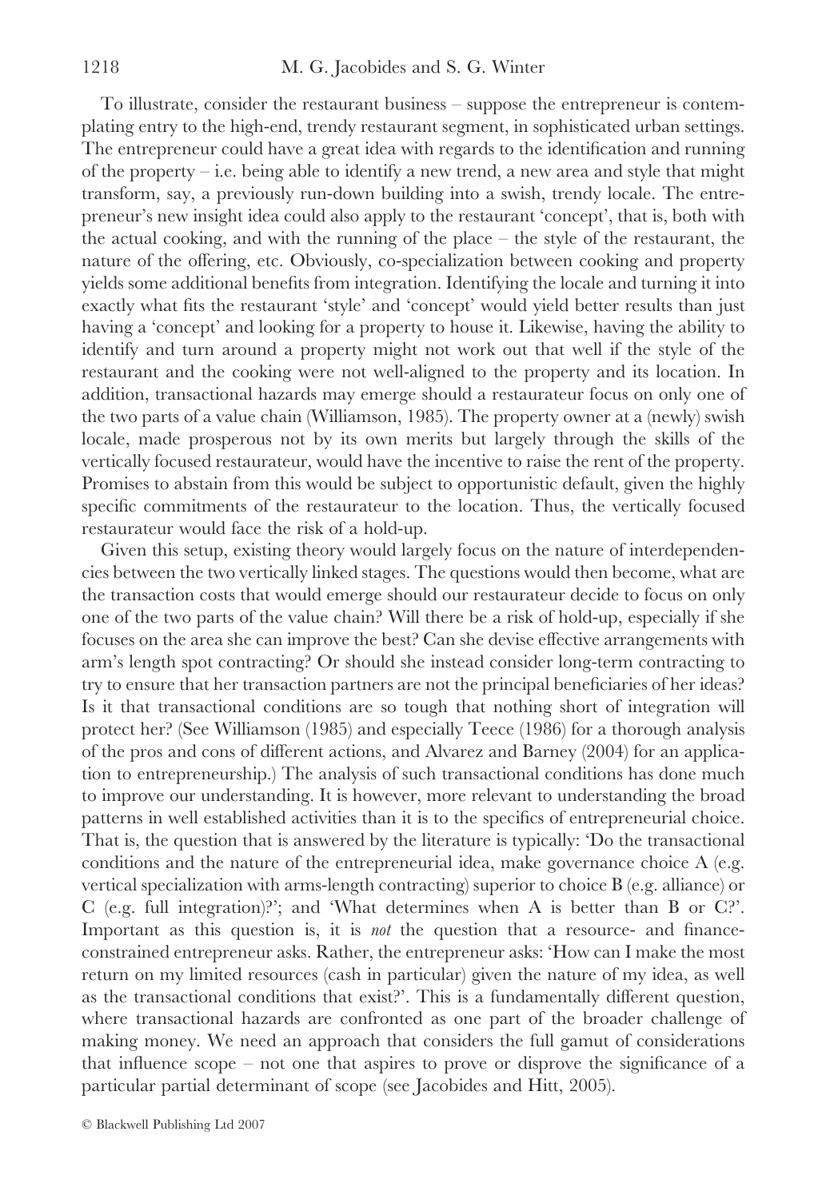To illustrate, consider the restaurant business – suppose the entrepreneur is contemplating entry to the high-end, trendy restaurant segment, in sophisticated urban settings. The entrepreneur could have a great idea with regards to the identification and running of the property – i.e. being able to identify a new trend, a new area and style that might transform, say, a previously run-down building into a swish, trendy locale. The entrepreneur's new insight idea could also apply to the restaurant 'concept', that is, both with the actual cooking, and with the running of the place – the style of the restaurant, the nature of the offering, etc. Obviously, co-specialization between cooking and property yields some additional benefits from integration. Identifying the locale and turning it into exactly what fits the restaurant 'style' and 'concept' would yield better results than just having a 'concept' and looking for a property to house it. Likewise, having the ability to identify and turn around a property might not work out that well if the style of the restaurant and the cooking were not well-aligned to the property and its location. In addition, transactional hazards may emerge should a restaurateur focus on only one of the two parts of a value chain (Williamson, 1985). The property owner at a (newly) swish locale, made prosperous not by its own merits but largely through the skills of the vertically focused restaurateur, would have the incentive to raise the rent of the property. Promises to abstain from this would be subject to opportunistic default, given the highly specific commitments of the restaurateur to the location. Thus, the vertically focused restaurateur would face the risk of a hold-up.

Given this setup, existing theory would largely focus on the nature of interdependencies between the two vertically linked stages. The questions would then become, what are the transaction costs that would emerge should our restaurateur decide to focus on only one of the two parts of the value chain? Will there be a risk of hold-up, especially if she focuses on the area she can improve the best? Can she devise effective arrangements with arm's length spot contracting? Or should she instead consider long-term contracting to try to ensure that her transaction partners are not the principal beneficiaries of her ideas? Is it that transactional conditions are so tough that nothing short of integration will protect her? (See Williamson (1985) and especially Teece (1986) for a thorough analysis of the pros and cons of different actions, and Alvarez and Barney (2004) for an application to entrepreneurship.) The analysis of such transactional conditions has done much to improve our understanding. It is however, more relevant to understanding the broad patterns in well established activities than it is to the specifics of entrepreneurial choice. That is, the question that is answered by the literature is typically: 'Do the transactional conditions and the nature of the entrepreneurial idea, make governance choice A (e.g. vertical specialization with arms-length contracting) superior to choice B (e.g. alliance) or C (e.g. full integration)?'; and 'What determines when A is better than B or C?'. Important as this question is, it is *not* the question that a resource- and finance-constrained entrepreneur asks. Rather, the entrepreneur asks: 'How can I make the most return on my limited resources (cash in particular) given the nature of my idea, as well as the transactional conditions that exist?'. This is a fundamentally different question, where transactional hazards are confronted as one part of the broader challenge of making money. We need an approach that considers the full gamut of considerations that influence scope – not one that aspires to prove or disprove the significance of a particular partial determinant of scope (see Jacobides and Hitt, 2005).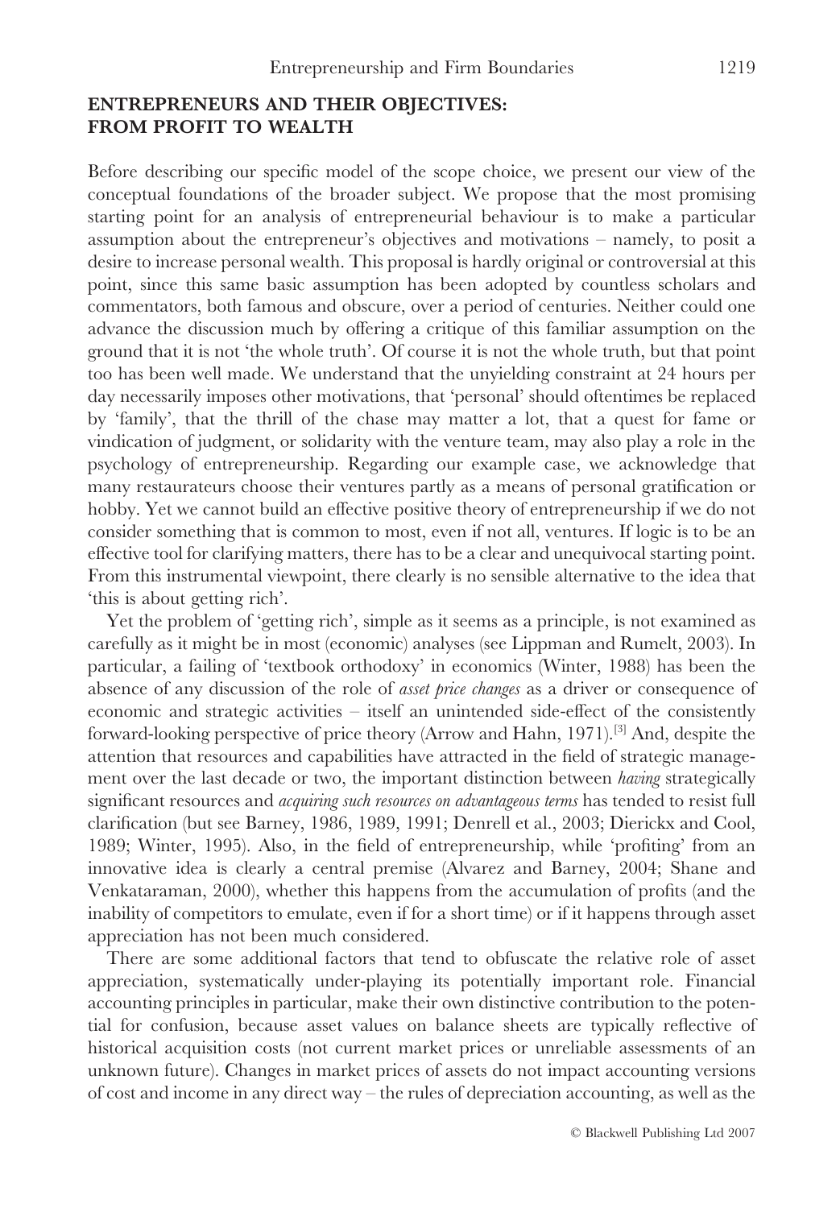## ENTREPRENEURS AND THEIR OBJECTIVES: FROM PROFIT TO WEALTH

Before describing our specific model of the scope choice, we present our view of the conceptual foundations of the broader subject. We propose that the most promising starting point for an analysis of entrepreneurial behaviour is to make a particular assumption about the entrepreneur's objectives and motivations – namely, to posit a desire to increase personal wealth. This proposal is hardly original or controversial at this point, since this same basic assumption has been adopted by countless scholars and commentators, both famous and obscure, over a period of centuries. Neither could one advance the discussion much by offering a critique of this familiar assumption on the ground that it is not 'the whole truth'. Of course it is not the whole truth, but that point too has been well made. We understand that the unyielding constraint at 24 hours per day necessarily imposes other motivations, that 'personal' should oftentimes be replaced by 'family', that the thrill of the chase may matter a lot, that a quest for fame or vindication of judgment, or solidarity with the venture team, may also play a role in the psychology of entrepreneurship. Regarding our example case, we acknowledge that many restaurateurs choose their ventures partly as a means of personal gratification or hobby. Yet we cannot build an effective positive theory of entrepreneurship if we do not consider something that is common to most, even if not all, ventures. If logic is to be an effective tool for clarifying matters, there has to be a clear and unequivocal starting point. From this instrumental viewpoint, there clearly is no sensible alternative to the idea that 'this is about getting rich'.

Yet the problem of 'getting rich', simple as it seems as a principle, is not examined as carefully as it might be in most (economic) analyses (see Lippman and Rumelt, 2003). In particular, a failing of 'textbook orthodoxy' in economics (Winter, 1988) has been the absence of any discussion of the role of *asset price changes* as a driver or consequence of economic and strategic activities – itself an unintended side-effect of the consistently forward-looking perspective of price theory (Arrow and Hahn, 1971).[3] And, despite the attention that resources and capabilities have attracted in the field of strategic management over the last decade or two, the important distinction between *having* strategically significant resources and *acquiring such resources on advantageous terms* has tended to resist full clarification (but see Barney, 1986, 1989, 1991; Denrell et al., 2003; Dierickx and Cool, 1989; Winter, 1995). Also, in the field of entrepreneurship, while 'profiting' from an innovative idea is clearly a central premise (Alvarez and Barney, 2004; Shane and Venkataraman, 2000), whether this happens from the accumulation of profits (and the inability of competitors to emulate, even if for a short time) or if it happens through asset appreciation has not been much considered.

There are some additional factors that tend to obfuscate the relative role of asset appreciation, systematically under-playing its potentially important role. Financial accounting principles in particular, make their own distinctive contribution to the potential for confusion, because asset values on balance sheets are typically reflective of historical acquisition costs (not current market prices or unreliable assessments of an unknown future). Changes in market prices of assets do not impact accounting versions of cost and income in any direct way – the rules of depreciation accounting, as well as the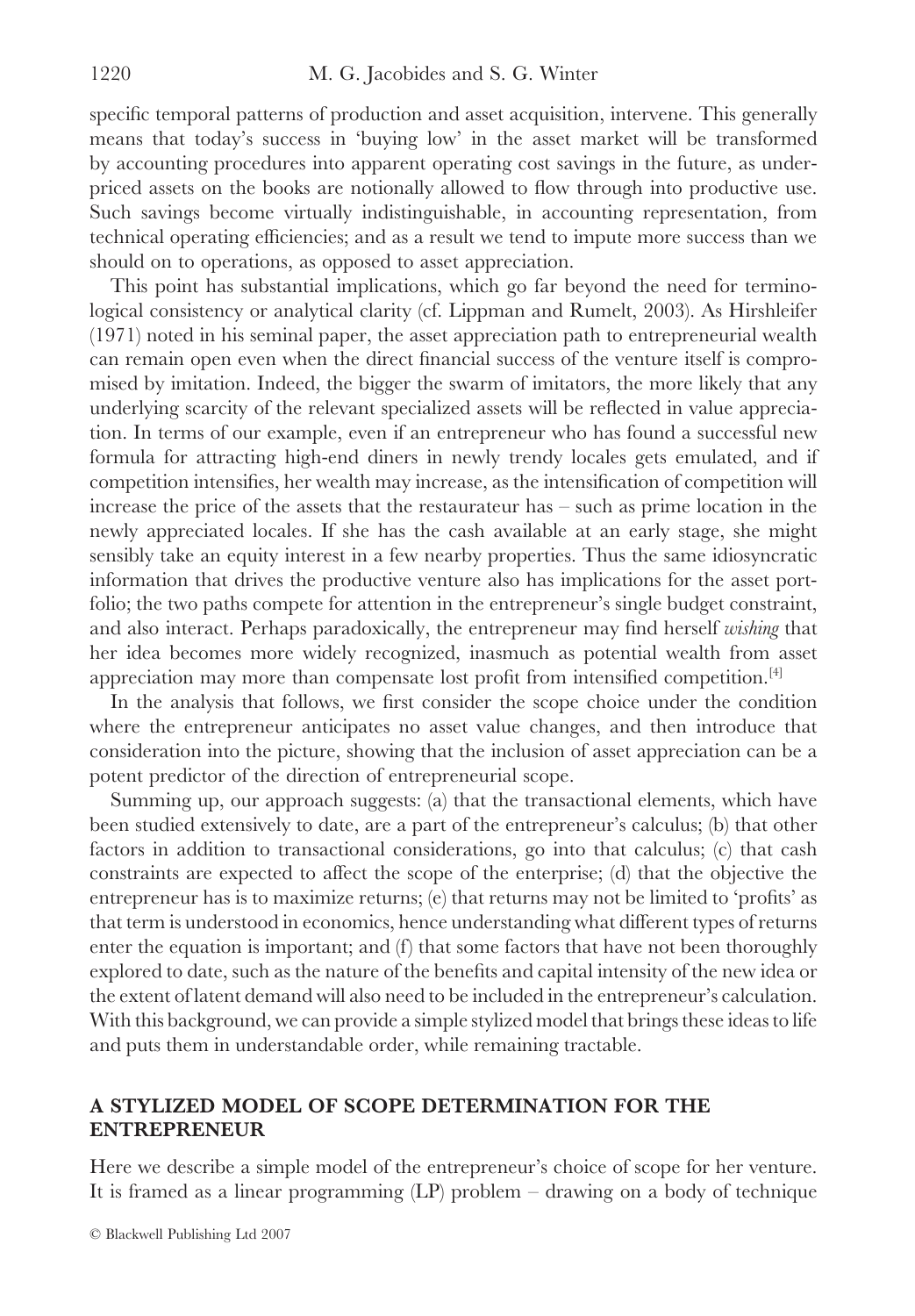specific temporal patterns of production and asset acquisition, intervene. This generally means that today's success in 'buying low' in the asset market will be transformed by accounting procedures into apparent operating cost savings in the future, as underpriced assets on the books are notionally allowed to flow through into productive use. Such savings become virtually indistinguishable, in accounting representation, from technical operating efficiencies; and as a result we tend to impute more success than we should on to operations, as opposed to asset appreciation.

This point has substantial implications, which go far beyond the need for terminological consistency or analytical clarity (cf. Lippman and Rumelt, 2003). As Hirshleifer (1971) noted in his seminal paper, the asset appreciation path to entrepreneurial wealth can remain open even when the direct financial success of the venture itself is compromised by imitation. Indeed, the bigger the swarm of imitators, the more likely that any underlying scarcity of the relevant specialized assets will be reflected in value appreciation. In terms of our example, even if an entrepreneur who has found a successful new formula for attracting high-end diners in newly trendy locales gets emulated, and if competition intensifies, her wealth may increase, as the intensification of competition will increase the price of the assets that the restaurateur has – such as prime location in the newly appreciated locales. If she has the cash available at an early stage, she might sensibly take an equity interest in a few nearby properties. Thus the same idiosyncratic information that drives the productive venture also has implications for the asset portfolio; the two paths compete for attention in the entrepreneur's single budget constraint, and also interact. Perhaps paradoxically, the entrepreneur may find herself *wishing* that her idea becomes more widely recognized, inasmuch as potential wealth from asset appreciation may more than compensate lost profit from intensified competition.[4]

In the analysis that follows, we first consider the scope choice under the condition where the entrepreneur anticipates no asset value changes, and then introduce that consideration into the picture, showing that the inclusion of asset appreciation can be a potent predictor of the direction of entrepreneurial scope.

Summing up, our approach suggests: (a) that the transactional elements, which have been studied extensively to date, are a part of the entrepreneur's calculus; (b) that other factors in addition to transactional considerations, go into that calculus; (c) that cash constraints are expected to affect the scope of the enterprise; (d) that the objective the entrepreneur has is to maximize returns; (e) that returns may not be limited to 'profits' as that term is understood in economics, hence understanding what different types of returns enter the equation is important; and (f) that some factors that have not been thoroughly explored to date, such as the nature of the benefits and capital intensity of the new idea or the extent of latent demand will also need to be included in the entrepreneur's calculation. With this background, we can provide a simple stylized model that brings these ideas to life and puts them in understandable order, while remaining tractable.

## A STYLIZED MODEL OF SCOPE DETERMINATION FOR THE ENTREPRENEUR

Here we describe a simple model of the entrepreneur's choice of scope for her venture. It is framed as a linear programming (LP) problem – drawing on a body of technique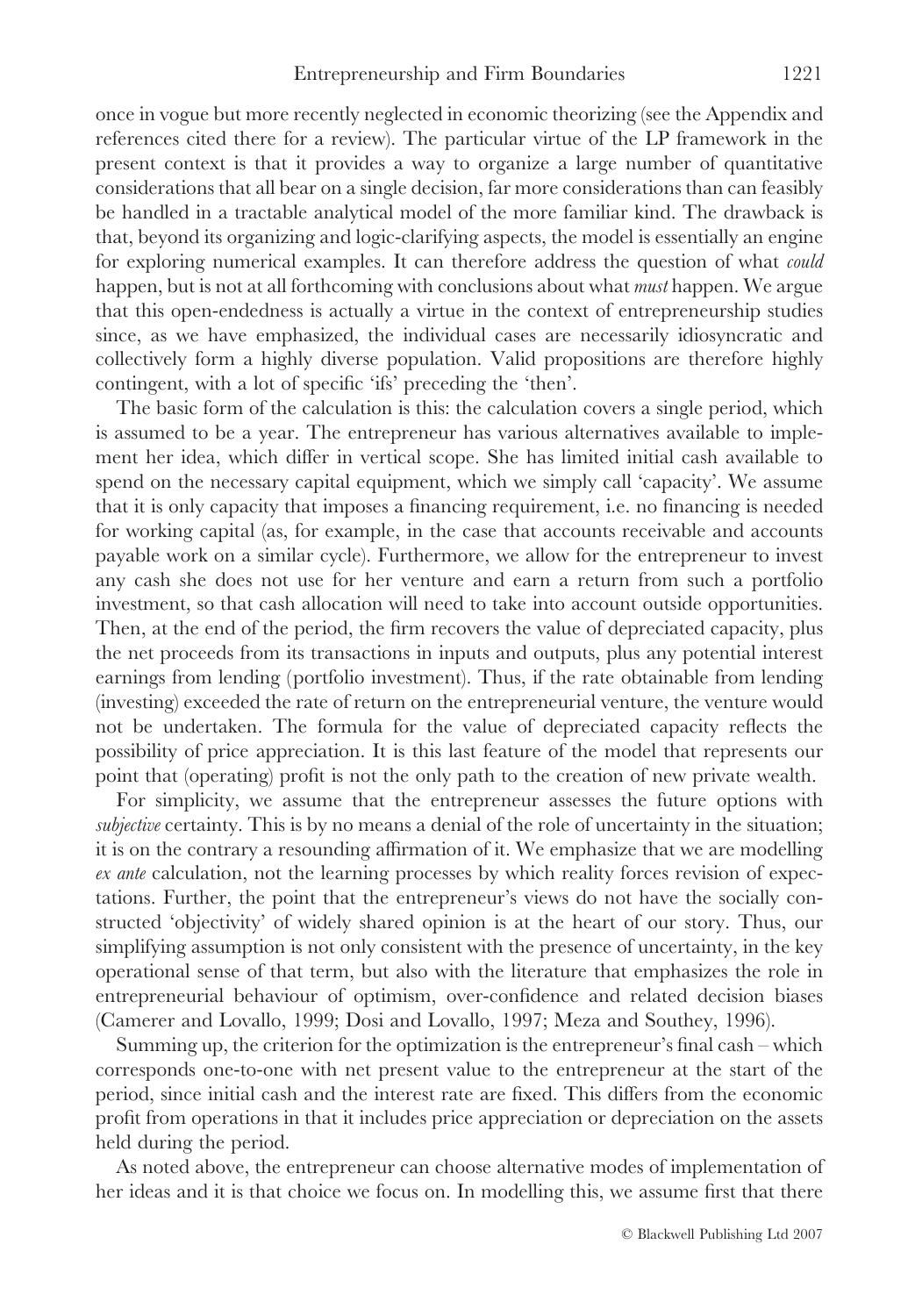once in vogue but more recently neglected in economic theorizing (see the Appendix and references cited there for a review). The particular virtue of the LP framework in the present context is that it provides a way to organize a large number of quantitative considerations that all bear on a single decision, far more considerations than can feasibly be handled in a tractable analytical model of the more familiar kind. The drawback is that, beyond its organizing and logic-clarifying aspects, the model is essentially an engine for exploring numerical examples. It can therefore address the question of what *could* happen, but is not at all forthcoming with conclusions about what *must* happen. We argue that this open-endedness is actually a virtue in the context of entrepreneurship studies since, as we have emphasized, the individual cases are necessarily idiosyncratic and collectively form a highly diverse population. Valid propositions are therefore highly contingent, with a lot of specific 'ifs' preceding the 'then'.

The basic form of the calculation is this: the calculation covers a single period, which is assumed to be a year. The entrepreneur has various alternatives available to implement her idea, which differ in vertical scope. She has limited initial cash available to spend on the necessary capital equipment, which we simply call 'capacity'. We assume that it is only capacity that imposes a financing requirement, i.e. no financing is needed for working capital (as, for example, in the case that accounts receivable and accounts payable work on a similar cycle). Furthermore, we allow for the entrepreneur to invest any cash she does not use for her venture and earn a return from such a portfolio investment, so that cash allocation will need to take into account outside opportunities. Then, at the end of the period, the firm recovers the value of depreciated capacity, plus the net proceeds from its transactions in inputs and outputs, plus any potential interest earnings from lending (portfolio investment). Thus, if the rate obtainable from lending (investing) exceeded the rate of return on the entrepreneurial venture, the venture would not be undertaken. The formula for the value of depreciated capacity reflects the possibility of price appreciation. It is this last feature of the model that represents our point that (operating) profit is not the only path to the creation of new private wealth.

For simplicity, we assume that the entrepreneur assesses the future options with *subjective* certainty. This is by no means a denial of the role of uncertainty in the situation; it is on the contrary a resounding affirmation of it. We emphasize that we are modelling *ex ante* calculation, not the learning processes by which reality forces revision of expectations. Further, the point that the entrepreneur's views do not have the socially constructed 'objectivity' of widely shared opinion is at the heart of our story. Thus, our simplifying assumption is not only consistent with the presence of uncertainty, in the key operational sense of that term, but also with the literature that emphasizes the role in entrepreneurial behaviour of optimism, over-confidence and related decision biases (Camerer and Lovallo, 1999; Dosi and Lovallo, 1997; Meza and Southey, 1996).

Summing up, the criterion for the optimization is the entrepreneur's final cash – which corresponds one-to-one with net present value to the entrepreneur at the start of the period, since initial cash and the interest rate are fixed. This differs from the economic profit from operations in that it includes price appreciation or depreciation on the assets held during the period.

As noted above, the entrepreneur can choose alternative modes of implementation of her ideas and it is that choice we focus on. In modelling this, we assume first that there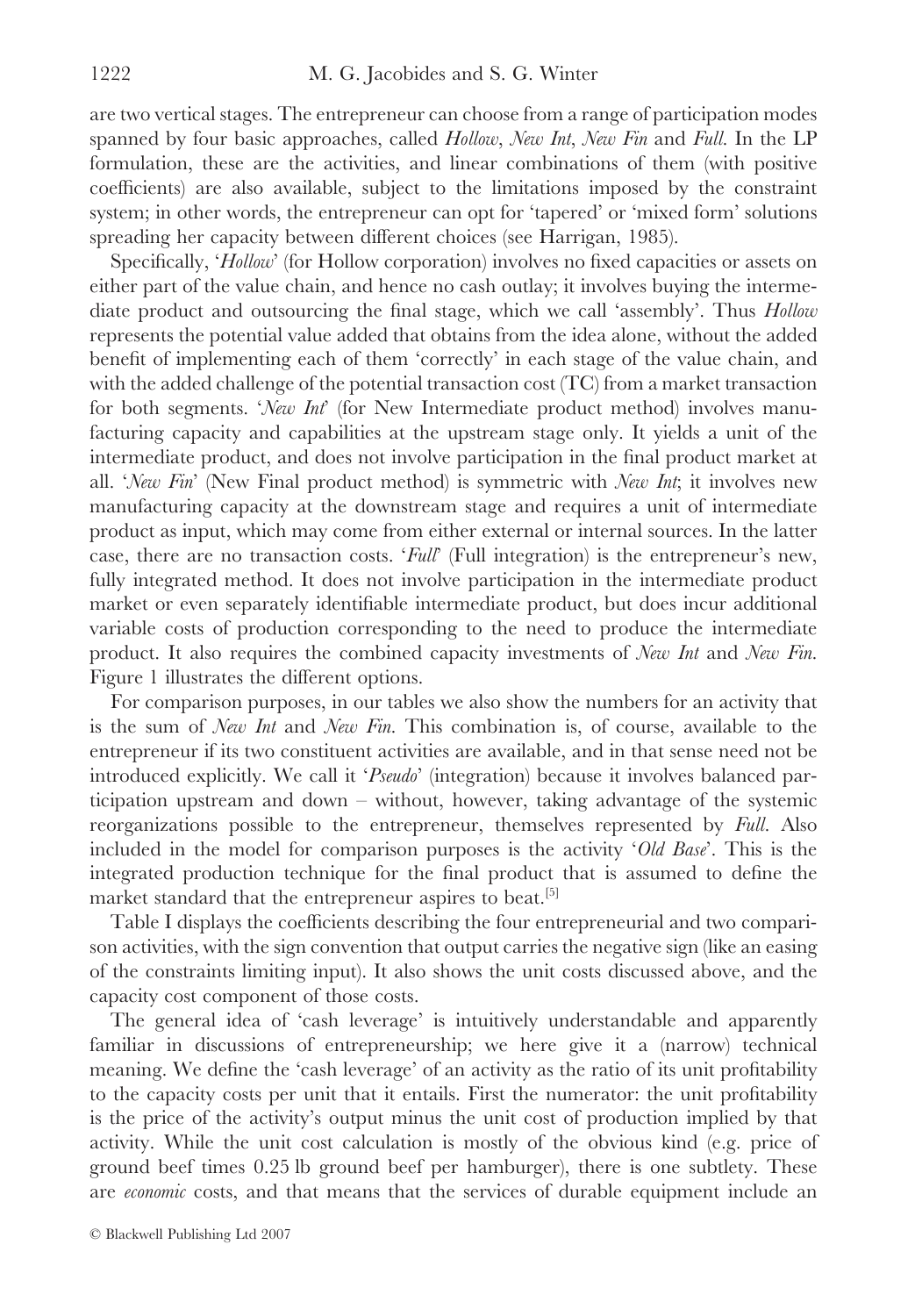are two vertical stages. The entrepreneur can choose from a range of participation modes spanned by four basic approaches, called *Hollow*, *New Int*, *New Fin* and *Full*. In the LP formulation, these are the activities, and linear combinations of them (with positive coefficients) are also available, subject to the limitations imposed by the constraint system; in other words, the entrepreneur can opt for 'tapered' or 'mixed form' solutions spreading her capacity between different choices (see Harrigan, 1985).

Specifically, '*Hollow*' (for Hollow corporation) involves no fixed capacities or assets on either part of the value chain, and hence no cash outlay; it involves buying the intermediate product and outsourcing the final stage, which we call 'assembly'. Thus *Hollow* represents the potential value added that obtains from the idea alone, without the added benefit of implementing each of them 'correctly' in each stage of the value chain, and with the added challenge of the potential transaction cost (TC) from a market transaction for both segments. '*New Int*' (for New Intermediate product method) involves manufacturing capacity and capabilities at the upstream stage only. It yields a unit of the intermediate product, and does not involve participation in the final product market at all. '*New Fin*' (New Final product method) is symmetric with *New Int*; it involves new manufacturing capacity at the downstream stage and requires a unit of intermediate product as input, which may come from either external or internal sources. In the latter case, there are no transaction costs. '*Full*' (Full integration) is the entrepreneur's new, fully integrated method. It does not involve participation in the intermediate product market or even separately identifiable intermediate product, but does incur additional variable costs of production corresponding to the need to produce the intermediate product. It also requires the combined capacity investments of *New Int* and *New Fin*. Figure 1 illustrates the different options.

For comparison purposes, in our tables we also show the numbers for an activity that is the sum of *New Int* and *New Fin*. This combination is, of course, available to the entrepreneur if its two constituent activities are available, and in that sense need not be introduced explicitly. We call it '*Pseudo*' (integration) because it involves balanced participation upstream and down – without, however, taking advantage of the systemic reorganizations possible to the entrepreneur, themselves represented by *Full*. Also included in the model for comparison purposes is the activity '*Old Base*'. This is the integrated production technique for the final product that is assumed to define the market standard that the entrepreneur aspires to beat.[5]

Table I displays the coefficients describing the four entrepreneurial and two comparison activities, with the sign convention that output carries the negative sign (like an easing of the constraints limiting input). It also shows the unit costs discussed above, and the capacity cost component of those costs.

The general idea of 'cash leverage' is intuitively understandable and apparently familiar in discussions of entrepreneurship; we here give it a (narrow) technical meaning. We define the 'cash leverage' of an activity as the ratio of its unit profitability to the capacity costs per unit that it entails. First the numerator: the unit profitability is the price of the activity's output minus the unit cost of production implied by that activity. While the unit cost calculation is mostly of the obvious kind (e.g. price of ground beef times 0.25 lb ground beef per hamburger), there is one subtlety. These are *economic* costs, and that means that the services of durable equipment include an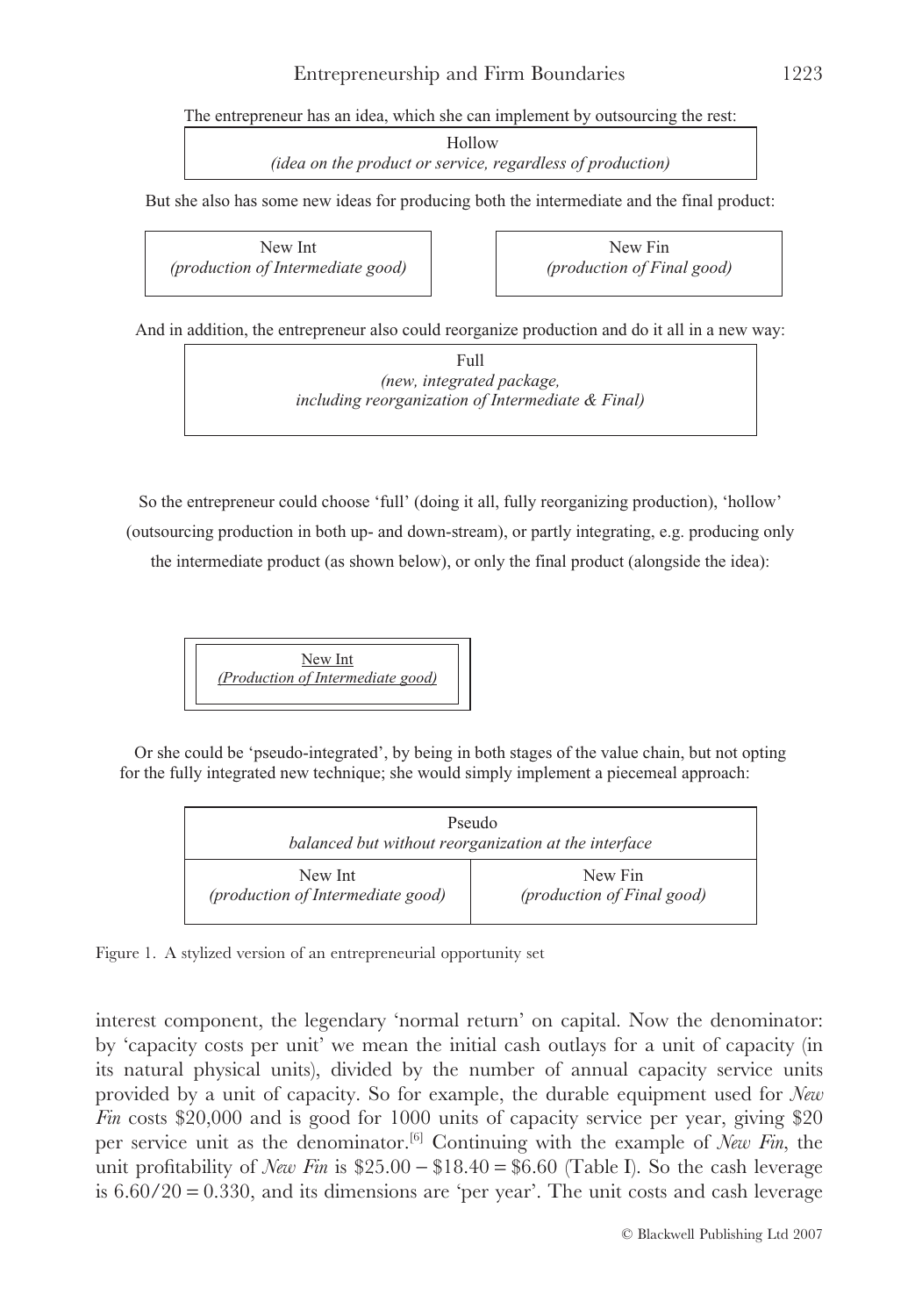The entrepreneur has an idea, which she can implement by outsourcing the rest:

| Hollow<br>*(idea on the product or service, regardless of production)* |
|---|

But she also has some new ideas for producing both the intermediate and the final product:

| New Int<br>*(production of Intermediate good)* | New Fin<br>*(production of Final good)* |
|---|---|

And in addition, the entrepreneur also could reorganize production and do it all in a new way:

| Full<br>*(new, integrated package, including reorganization of Intermediate & Final)* |
|---|

So the entrepreneur could choose 'full' (doing it all, fully reorganizing production), 'hollow' (outsourcing production in both up- and down-stream), or partly integrating, e.g. producing only the intermediate product (as shown below), or only the final product (alongside the idea):

| New Int<br>*(Production of Intermediate good)* |
|---|

Or she could be 'pseudo-integrated', by being in both stages of the value chain, but not opting for the fully integrated new technique; she would simply implement a piecemeal approach:

| Pseudo<br>*balanced but without reorganization at the interface* | |
|---|---|
| New Int<br>*(production of Intermediate good)* | New Fin<br>*(production of Final good)* |

Figure 1. A stylized version of an entrepreneurial opportunity set

interest component, the legendary 'normal return' on capital. Now the denominator: by 'capacity costs per unit' we mean the initial cash outlays for a unit of capacity (in its natural physical units), divided by the number of annual capacity service units provided by a unit of capacity. So for example, the durable equipment used for *New Fin* costs \$20,000 and is good for 1000 units of capacity service per year, giving \$20 per service unit as the denominator.[6] Continuing with the example of *New Fin*, the unit profitability of *New Fin* is \$25.00 − \$18.40 = \$6.60 (Table I). So the cash leverage is 6.60/20 = 0.330, and its dimensions are 'per year'. The unit costs and cash leverage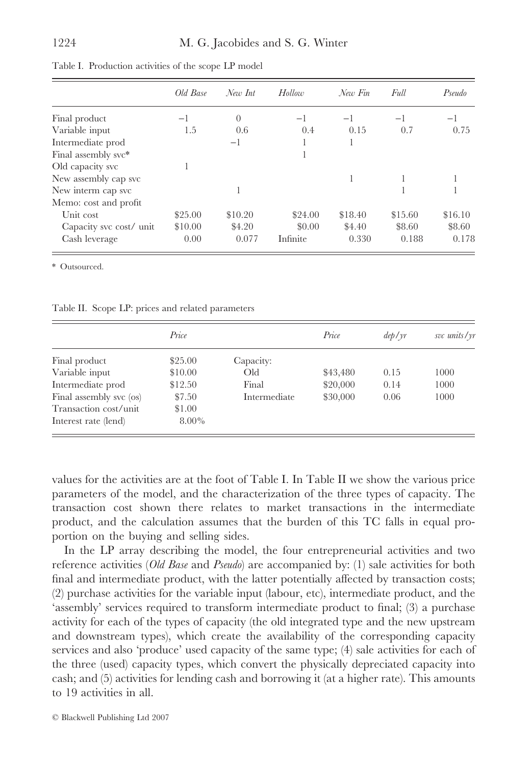Table I. Production activities of the scope LP model

| | *Old Base* | *New Int* | *Hollow* | *New Fin* | *Full* | *Pseudo* |
|---|---|---|---|---|---|---|
| Final product | −1 | 0 | −1 | −1 | −1 | −1 |
| Variable input | 1.5 | 0.6 | 0.4 | 0.15 | 0.7 | 0.75 |
| Intermediate prod | | −1 | 1 | 1 | | |
| Final assembly svc* | | | 1 | | | |
| Old capacity svc | 1 | | | | | |
| New assembly cap svc | | | | 1 | 1 | 1 |
| New interm cap svc | | 1 | | | 1 | 1 |
| Memo: cost and profit | | | | | | |
| Unit cost | \$25.00 | \$10.20 | \$24.00 | \$18.40 | \$15.60 | \$16.10 |
| Capacity svc cost/ unit | \$10.00 | \$4.20 | \$0.00 | \$4.40 | \$8.60 | \$8.60 |
| Cash leverage | 0.00 | 0.077 | Infinite | 0.330 | 0.188 | 0.178 |

\* Outsourced.

Table II. Scope LP: prices and related parameters

| | *Price* | | *Price* | *dep/yr* | *svc units/yr* |
|---|---|---|---|---|---|
| Final product | \$25.00 | Capacity: | | | |
| Variable input | \$10.00 | Old | \$43,480 | 0.15 | 1000 |
| Intermediate prod | \$12.50 | Final | \$20,000 | 0.14 | 1000 |
| Final assembly svc (os) | \$7.50 | Intermediate | \$30,000 | 0.06 | 1000 |
| Transaction cost/unit | \$1.00 | | | | |
| Interest rate (lend) | 8.00% | | | | |

values for the activities are at the foot of Table I. In Table II we show the various price parameters of the model, and the characterization of the three types of capacity. The transaction cost shown there relates to market transactions in the intermediate product, and the calculation assumes that the burden of this TC falls in equal proportion on the buying and selling sides.

In the LP array describing the model, the four entrepreneurial activities and two reference activities (*Old Base* and *Pseudo*) are accompanied by: (1) sale activities for both final and intermediate product, with the latter potentially affected by transaction costs; (2) purchase activities for the variable input (labour, etc), intermediate product, and the 'assembly' services required to transform intermediate product to final; (3) a purchase activity for each of the types of capacity (the old integrated type and the new upstream and downstream types), which create the availability of the corresponding capacity services and also 'produce' used capacity of the same type; (4) sale activities for each of the three (used) capacity types, which convert the physically depreciated capacity into cash; and (5) activities for lending cash and borrowing it (at a higher rate). This amounts to 19 activities in all.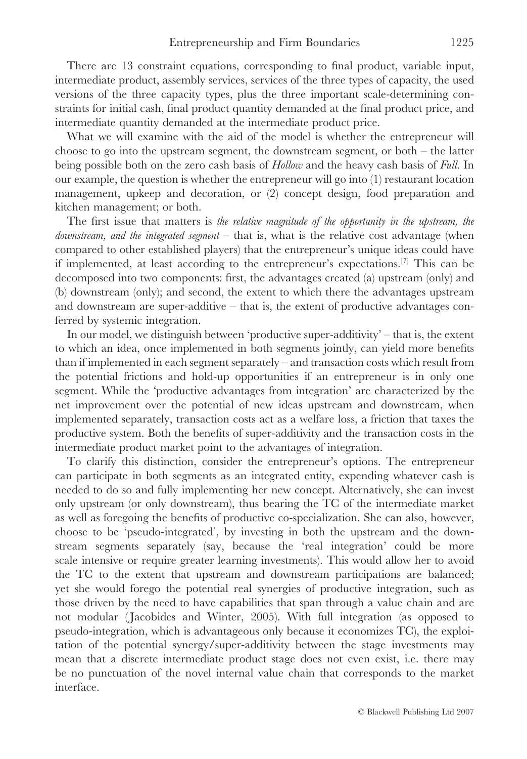There are 13 constraint equations, corresponding to final product, variable input, intermediate product, assembly services, services of the three types of capacity, the used versions of the three capacity types, plus the three important scale-determining constraints for initial cash, final product quantity demanded at the final product price, and intermediate quantity demanded at the intermediate product price.

What we will examine with the aid of the model is whether the entrepreneur will choose to go into the upstream segment, the downstream segment, or both – the latter being possible both on the zero cash basis of *Hollow* and the heavy cash basis of *Full*. In our example, the question is whether the entrepreneur will go into (1) restaurant location management, upkeep and decoration, or (2) concept design, food preparation and kitchen management; or both.

The first issue that matters is *the relative magnitude of the opportunity in the upstream, the downstream, and the integrated segment* – that is, what is the relative cost advantage (when compared to other established players) that the entrepreneur's unique ideas could have if implemented, at least according to the entrepreneur's expectations.[7] This can be decomposed into two components: first, the advantages created (a) upstream (only) and (b) downstream (only); and second, the extent to which there the advantages upstream and downstream are super-additive – that is, the extent of productive advantages conferred by systemic integration.

In our model, we distinguish between 'productive super-additivity' – that is, the extent to which an idea, once implemented in both segments jointly, can yield more benefits than if implemented in each segment separately – and transaction costs which result from the potential frictions and hold-up opportunities if an entrepreneur is in only one segment. While the 'productive advantages from integration' are characterized by the net improvement over the potential of new ideas upstream and downstream, when implemented separately, transaction costs act as a welfare loss, a friction that taxes the productive system. Both the benefits of super-additivity and the transaction costs in the intermediate product market point to the advantages of integration.

To clarify this distinction, consider the entrepreneur's options. The entrepreneur can participate in both segments as an integrated entity, expending whatever cash is needed to do so and fully implementing her new concept. Alternatively, she can invest only upstream (or only downstream), thus bearing the TC of the intermediate market as well as foregoing the benefits of productive co-specialization. She can also, however, choose to be 'pseudo-integrated', by investing in both the upstream and the downstream segments separately (say, because the 'real integration' could be more scale intensive or require greater learning investments). This would allow her to avoid the TC to the extent that upstream and downstream participations are balanced; yet she would forego the potential real synergies of productive integration, such as those driven by the need to have capabilities that span through a value chain and are not modular (Jacobides and Winter, 2005). With full integration (as opposed to pseudo-integration, which is advantageous only because it economizes TC), the exploitation of the potential synergy/super-additivity between the stage investments may mean that a discrete intermediate product stage does not even exist, i.e. there may be no punctuation of the novel internal value chain that corresponds to the market interface.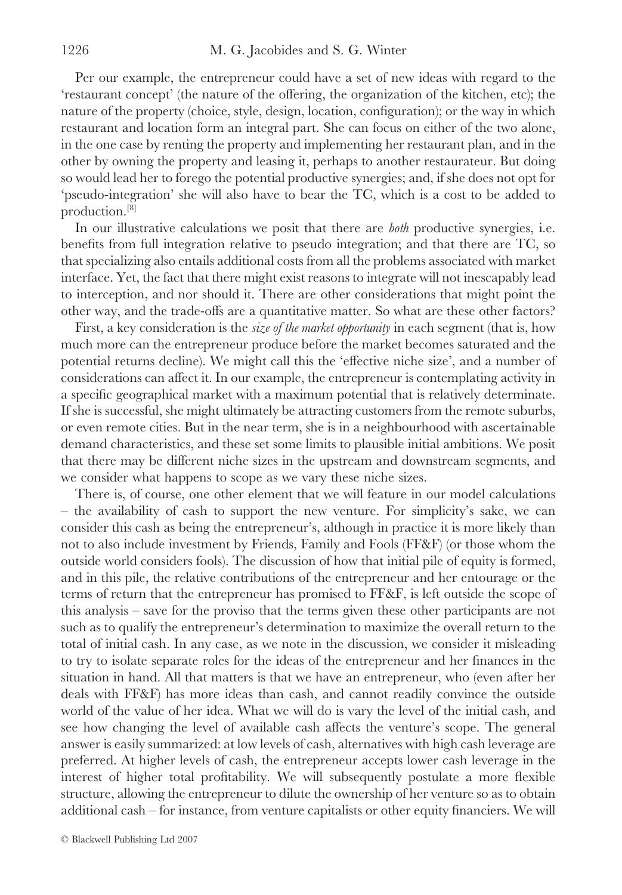Per our example, the entrepreneur could have a set of new ideas with regard to the 'restaurant concept' (the nature of the offering, the organization of the kitchen, etc); the nature of the property (choice, style, design, location, configuration); or the way in which restaurant and location form an integral part. She can focus on either of the two alone, in the one case by renting the property and implementing her restaurant plan, and in the other by owning the property and leasing it, perhaps to another restaurateur. But doing so would lead her to forego the potential productive synergies; and, if she does not opt for 'pseudo-integration' she will also have to bear the TC, which is a cost to be added to production.[8]

In our illustrative calculations we posit that there are *both* productive synergies, i.e. benefits from full integration relative to pseudo integration; and that there are TC, so that specializing also entails additional costs from all the problems associated with market interface. Yet, the fact that there might exist reasons to integrate will not inescapably lead to interception, and nor should it. There are other considerations that might point the other way, and the trade-offs are a quantitative matter. So what are these other factors?

First, a key consideration is the *size of the market opportunity* in each segment (that is, how much more can the entrepreneur produce before the market becomes saturated and the potential returns decline). We might call this the 'effective niche size', and a number of considerations can affect it. In our example, the entrepreneur is contemplating activity in a specific geographical market with a maximum potential that is relatively determinate. If she is successful, she might ultimately be attracting customers from the remote suburbs, or even remote cities. But in the near term, she is in a neighbourhood with ascertainable demand characteristics, and these set some limits to plausible initial ambitions. We posit that there may be different niche sizes in the upstream and downstream segments, and we consider what happens to scope as we vary these niche sizes.

There is, of course, one other element that we will feature in our model calculations – the availability of cash to support the new venture. For simplicity's sake, we can consider this cash as being the entrepreneur's, although in practice it is more likely than not to also include investment by Friends, Family and Fools (FF&F) (or those whom the outside world considers fools). The discussion of how that initial pile of equity is formed, and in this pile, the relative contributions of the entrepreneur and her entourage or the terms of return that the entrepreneur has promised to FF&F, is left outside the scope of this analysis – save for the proviso that the terms given these other participants are not such as to qualify the entrepreneur's determination to maximize the overall return to the total of initial cash. In any case, as we note in the discussion, we consider it misleading to try to isolate separate roles for the ideas of the entrepreneur and her finances in the situation in hand. All that matters is that we have an entrepreneur, who (even after her deals with FF&F) has more ideas than cash, and cannot readily convince the outside world of the value of her idea. What we will do is vary the level of the initial cash, and see how changing the level of available cash affects the venture's scope. The general answer is easily summarized: at low levels of cash, alternatives with high cash leverage are preferred. At higher levels of cash, the entrepreneur accepts lower cash leverage in the interest of higher total profitability. We will subsequently postulate a more flexible structure, allowing the entrepreneur to dilute the ownership of her venture so as to obtain additional cash – for instance, from venture capitalists or other equity financiers. We will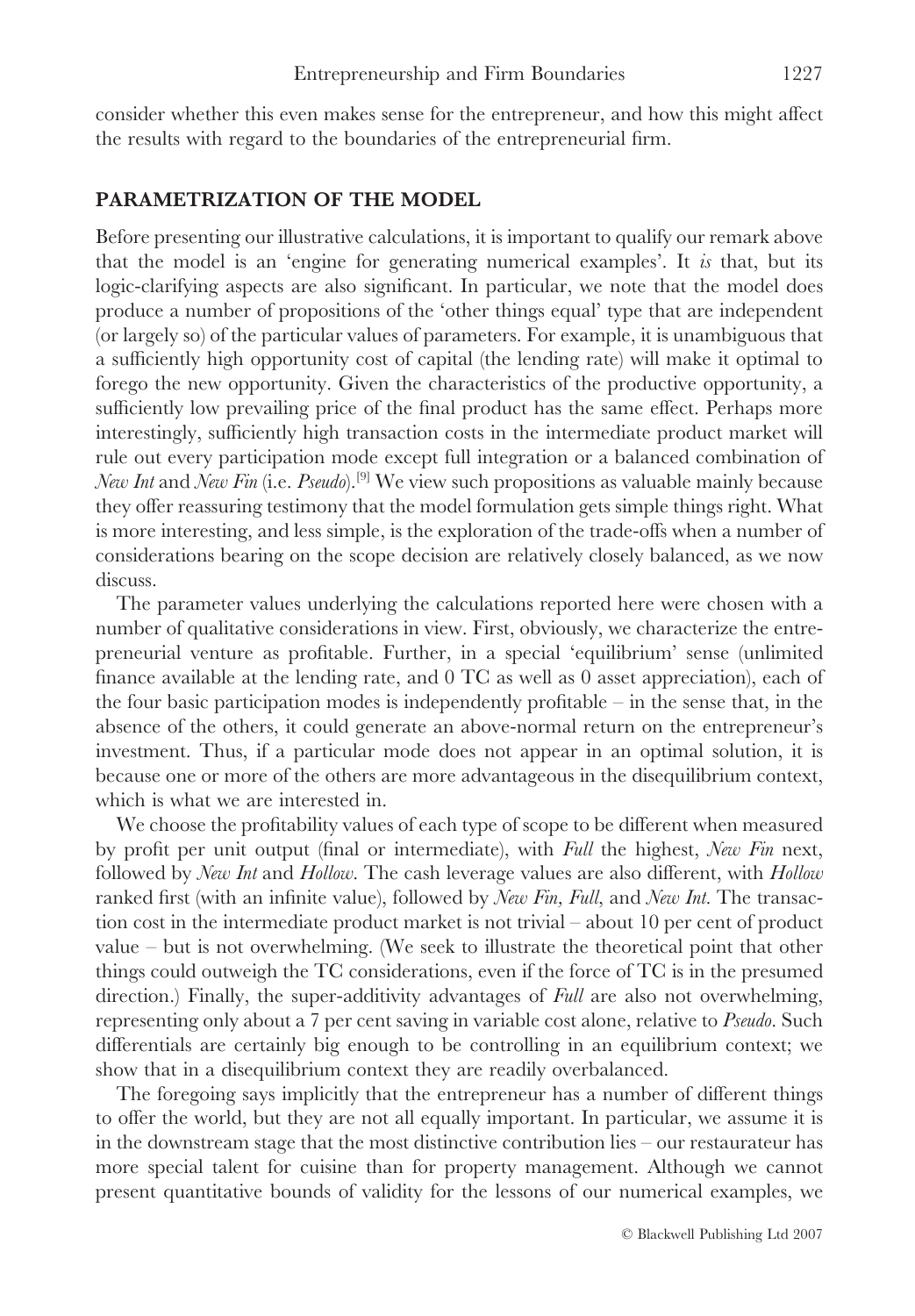consider whether this even makes sense for the entrepreneur, and how this might affect the results with regard to the boundaries of the entrepreneurial firm.

## PARAMETRIZATION OF THE MODEL

Before presenting our illustrative calculations, it is important to qualify our remark above that the model is an 'engine for generating numerical examples'. It *is* that, but its logic-clarifying aspects are also significant. In particular, we note that the model does produce a number of propositions of the 'other things equal' type that are independent (or largely so) of the particular values of parameters. For example, it is unambiguous that a sufficiently high opportunity cost of capital (the lending rate) will make it optimal to forego the new opportunity. Given the characteristics of the productive opportunity, a sufficiently low prevailing price of the final product has the same effect. Perhaps more interestingly, sufficiently high transaction costs in the intermediate product market will rule out every participation mode except full integration or a balanced combination of *New Int* and *New Fin* (i.e. *Pseudo*).[9] We view such propositions as valuable mainly because they offer reassuring testimony that the model formulation gets simple things right. What is more interesting, and less simple, is the exploration of the trade-offs when a number of considerations bearing on the scope decision are relatively closely balanced, as we now discuss.

The parameter values underlying the calculations reported here were chosen with a number of qualitative considerations in view. First, obviously, we characterize the entrepreneurial venture as profitable. Further, in a special 'equilibrium' sense (unlimited finance available at the lending rate, and 0 TC as well as 0 asset appreciation), each of the four basic participation modes is independently profitable – in the sense that, in the absence of the others, it could generate an above-normal return on the entrepreneur's investment. Thus, if a particular mode does not appear in an optimal solution, it is because one or more of the others are more advantageous in the disequilibrium context, which is what we are interested in.

We choose the profitability values of each type of scope to be different when measured by profit per unit output (final or intermediate), with *Full* the highest, *New Fin* next, followed by *New Int* and *Hollow*. The cash leverage values are also different, with *Hollow* ranked first (with an infinite value), followed by *New Fin, Full*, and *New Int*. The transaction cost in the intermediate product market is not trivial – about 10 per cent of product value – but is not overwhelming. (We seek to illustrate the theoretical point that other things could outweigh the TC considerations, even if the force of TC is in the presumed direction.) Finally, the super-additivity advantages of *Full* are also not overwhelming, representing only about a 7 per cent saving in variable cost alone, relative to *Pseudo*. Such differentials are certainly big enough to be controlling in an equilibrium context; we show that in a disequilibrium context they are readily overbalanced.

The foregoing says implicitly that the entrepreneur has a number of different things to offer the world, but they are not all equally important. In particular, we assume it is in the downstream stage that the most distinctive contribution lies – our restaurateur has more special talent for cuisine than for property management. Although we cannot present quantitative bounds of validity for the lessons of our numerical examples, we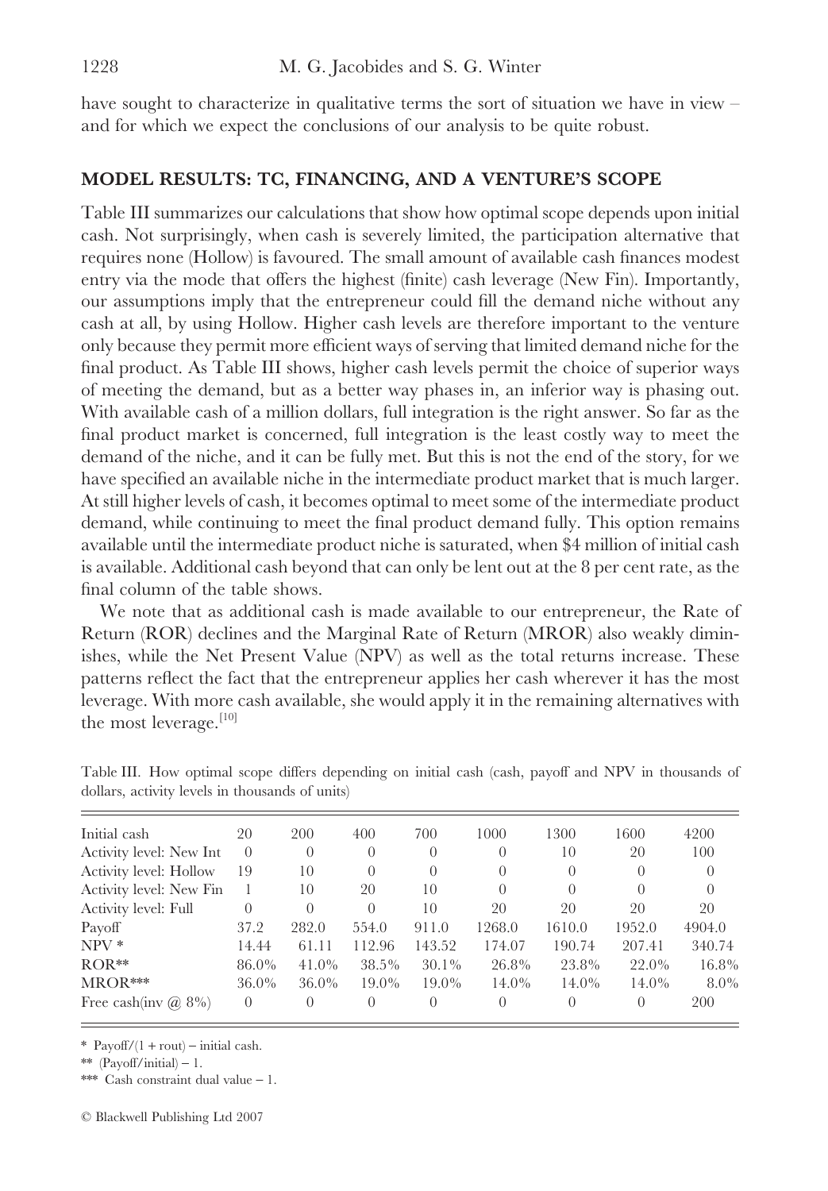have sought to characterize in qualitative terms the sort of situation we have in view – and for which we expect the conclusions of our analysis to be quite robust.

## MODEL RESULTS: TC, FINANCING, AND A VENTURE'S SCOPE

Table III summarizes our calculations that show how optimal scope depends upon initial cash. Not surprisingly, when cash is severely limited, the participation alternative that requires none (Hollow) is favoured. The small amount of available cash finances modest entry via the mode that offers the highest (finite) cash leverage (New Fin). Importantly, our assumptions imply that the entrepreneur could fill the demand niche without any cash at all, by using Hollow. Higher cash levels are therefore important to the venture only because they permit more efficient ways of serving that limited demand niche for the final product. As Table III shows, higher cash levels permit the choice of superior ways of meeting the demand, but as a better way phases in, an inferior way is phasing out. With available cash of a million dollars, full integration is the right answer. So far as the final product market is concerned, full integration is the least costly way to meet the demand of the niche, and it can be fully met. But this is not the end of the story, for we have specified an available niche in the intermediate product market that is much larger. At still higher levels of cash, it becomes optimal to meet some of the intermediate product demand, while continuing to meet the final product demand fully. This option remains available until the intermediate product niche is saturated, when \$4 million of initial cash is available. Additional cash beyond that can only be lent out at the 8 per cent rate, as the final column of the table shows.

We note that as additional cash is made available to our entrepreneur, the Rate of Return (ROR) declines and the Marginal Rate of Return (MROR) also weakly diminishes, while the Net Present Value (NPV) as well as the total returns increase. These patterns reflect the fact that the entrepreneur applies her cash wherever it has the most leverage. With more cash available, she would apply it in the remaining alternatives with the most leverage.[10]

Table III. How optimal scope differs depending on initial cash (cash, payoff and NPV in thousands of dollars, activity levels in thousands of units)

| Initial cash | 20 | 200 | 400 | 700 | 1000 | 1300 | 1600 | 4200 |
|---|---|---|---|---|---|---|---|---|
| Activity level: New Int | 0 | 0 | 0 | 0 | 0 | 10 | 20 | 100 |
| Activity level: Hollow | 19 | 10 | 0 | 0 | 0 | 0 | 0 | 0 |
| Activity level: New Fin | 1 | 10 | 20 | 10 | 0 | 0 | 0 | 0 |
| Activity level: Full | 0 | 0 | 0 | 10 | 20 | 20 | 20 | 20 |
| Payoff | 37.2 | 282.0 | 554.0 | 911.0 | 1268.0 | 1610.0 | 1952.0 | 4904.0 |
| NPV * | 14.44 | 61.11 | 112.96 | 143.52 | 174.07 | 190.74 | 207.41 | 340.74 |
| ROR** | 86.0% | 41.0% | 38.5% | 30.1% | 26.8% | 23.8% | 22.0% | 16.8% |
| MROR*** | 36.0% | 36.0% | 19.0% | 19.0% | 14.0% | 14.0% | 14.0% | 8.0% |
| Free cash(inv @ 8%) | 0 | 0 | 0 | 0 | 0 | 0 | 0 | 200 |

\* Payoff/(1 + rout) – initial cash.

** (Payoff/initial) – 1.

*** Cash constraint dual value – 1.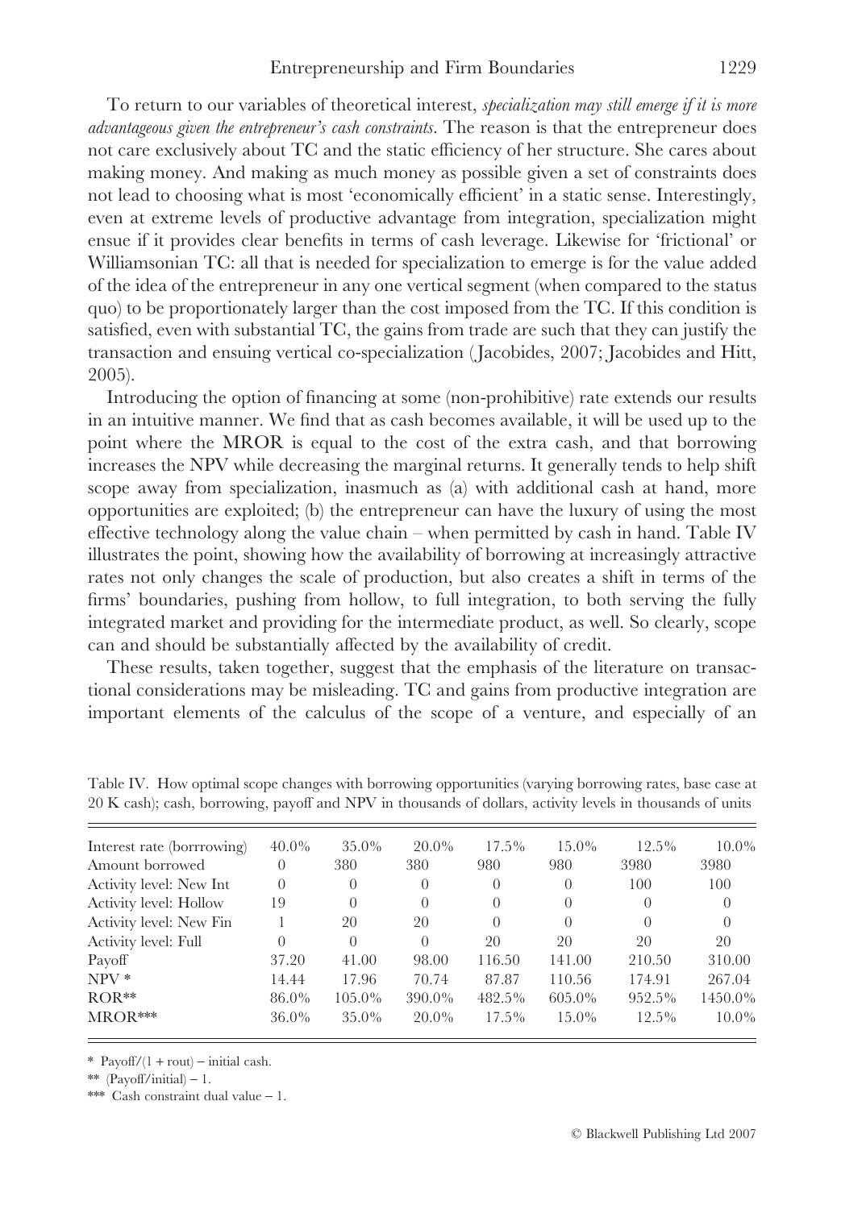To return to our variables of theoretical interest, *specialization may still emerge if it is more advantageous given the entrepreneur's cash constraints*. The reason is that the entrepreneur does not care exclusively about TC and the static efficiency of her structure. She cares about making money. And making as much money as possible given a set of constraints does not lead to choosing what is most 'economically efficient' in a static sense. Interestingly, even at extreme levels of productive advantage from integration, specialization might ensue if it provides clear benefits in terms of cash leverage. Likewise for 'frictional' or Williamsonian TC: all that is needed for specialization to emerge is for the value added of the idea of the entrepreneur in any one vertical segment (when compared to the status quo) to be proportionately larger than the cost imposed from the TC. If this condition is satisfied, even with substantial TC, the gains from trade are such that they can justify the transaction and ensuing vertical co-specialization (Jacobides, 2007; Jacobides and Hitt, 2005).

Introducing the option of financing at some (non-prohibitive) rate extends our results in an intuitive manner. We find that as cash becomes available, it will be used up to the point where the MROR is equal to the cost of the extra cash, and that borrowing increases the NPV while decreasing the marginal returns. It generally tends to help shift scope away from specialization, inasmuch as (a) with additional cash at hand, more opportunities are exploited; (b) the entrepreneur can have the luxury of using the most effective technology along the value chain – when permitted by cash in hand. Table IV illustrates the point, showing how the availability of borrowing at increasingly attractive rates not only changes the scale of production, but also creates a shift in terms of the firms' boundaries, pushing from hollow, to full integration, to both serving the fully integrated market and providing for the intermediate product, as well. So clearly, scope can and should be substantially affected by the availability of credit.

These results, taken together, suggest that the emphasis of the literature on transactional considerations may be misleading. TC and gains from productive integration are important elements of the calculus of the scope of a venture, and especially of an

Table IV. How optimal scope changes with borrowing opportunities (varying borrowing rates, base case at 20 K cash); cash, borrowing, payoff and NPV in thousands of dollars, activity levels in thousands of units

| Interest rate (borrrowing) | 40.0% | 35.0% | 20.0% | 17.5% | 15.0% | 12.5% | 10.0% |
|---|---|---|---|---|---|---|---|
| Amount borrowed | 0 | 380 | 380 | 980 | 980 | 3980 | 3980 |
| Activity level: New Int | 0 | 0 | 0 | 0 | 0 | 100 | 100 |
| Activity level: Hollow | 19 | 0 | 0 | 0 | 0 | 0 | 0 |
| Activity level: New Fin | 1 | 20 | 20 | 0 | 0 | 0 | 0 |
| Activity level: Full | 0 | 0 | 0 | 20 | 20 | 20 | 20 |
| Payoff | 37.20 | 41.00 | 98.00 | 116.50 | 141.00 | 210.50 | 310.00 |
| NPV * | 14.44 | 17.96 | 70.74 | 87.87 | 110.56 | 174.91 | 267.04 |
| ROR** | 86.0% | 105.0% | 390.0% | 482.5% | 605.0% | 952.5% | 1450.0% |
| MROR*** | 36.0% | 35.0% | 20.0% | 17.5% | 15.0% | 12.5% | 10.0% |

\* Payoff/(1 + rout) – initial cash.

\*\* (Payoff/initial) – 1.

\*\*\* Cash constraint dual value – 1.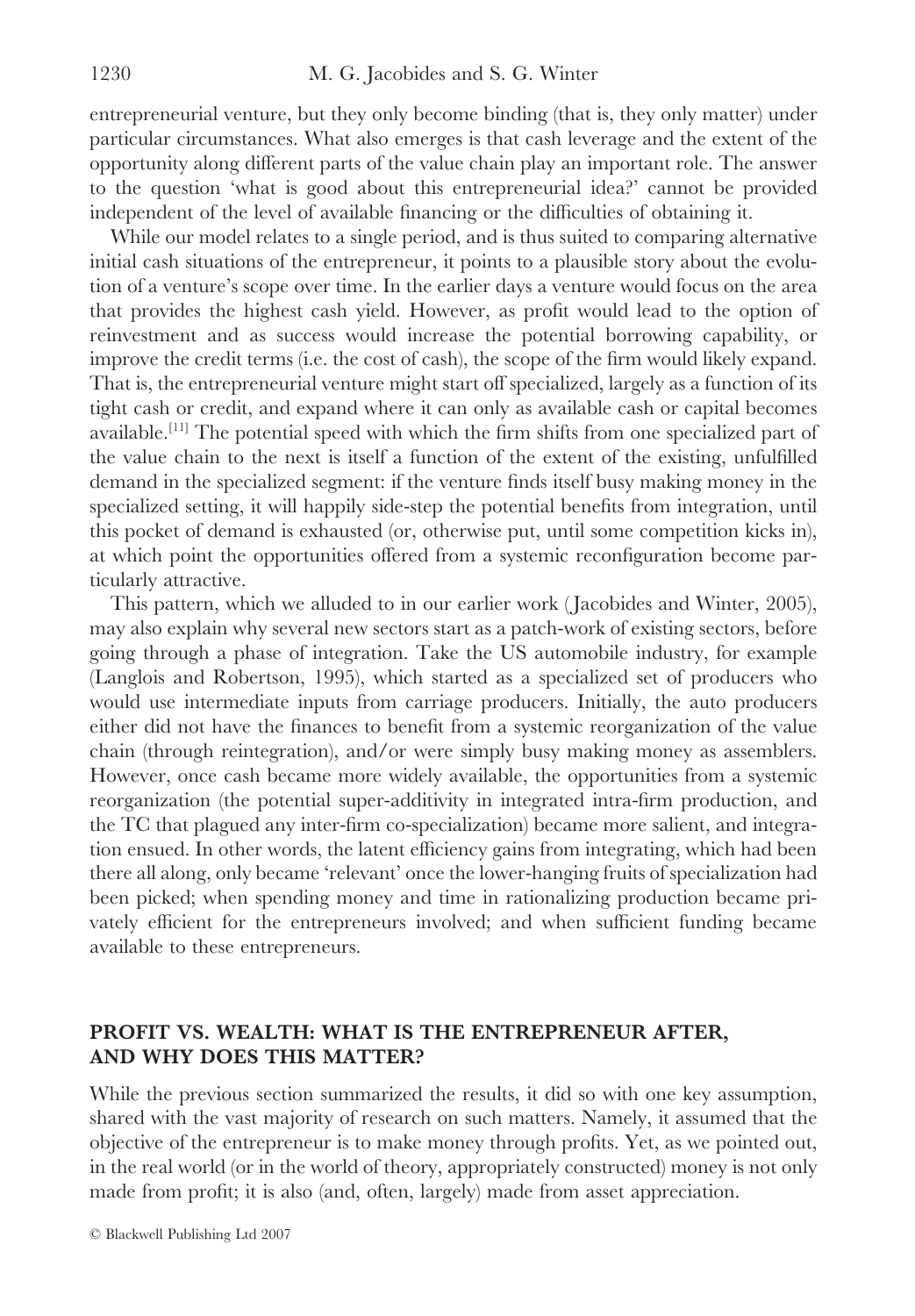entrepreneurial venture, but they only become binding (that is, they only matter) under particular circumstances. What also emerges is that cash leverage and the extent of the opportunity along different parts of the value chain play an important role. The answer to the question 'what is good about this entrepreneurial idea?' cannot be provided independent of the level of available financing or the difficulties of obtaining it.

While our model relates to a single period, and is thus suited to comparing alternative initial cash situations of the entrepreneur, it points to a plausible story about the evolution of a venture's scope over time. In the earlier days a venture would focus on the area that provides the highest cash yield. However, as profit would lead to the option of reinvestment and as success would increase the potential borrowing capability, or improve the credit terms (i.e. the cost of cash), the scope of the firm would likely expand. That is, the entrepreneurial venture might start off specialized, largely as a function of its tight cash or credit, and expand where it can only as available cash or capital becomes available.[11] The potential speed with which the firm shifts from one specialized part of the value chain to the next is itself a function of the extent of the existing, unfulfilled demand in the specialized segment: if the venture finds itself busy making money in the specialized setting, it will happily side-step the potential benefits from integration, until this pocket of demand is exhausted (or, otherwise put, until some competition kicks in), at which point the opportunities offered from a systemic reconfiguration become particularly attractive.

This pattern, which we alluded to in our earlier work (Jacobides and Winter, 2005), may also explain why several new sectors start as a patch-work of existing sectors, before going through a phase of integration. Take the US automobile industry, for example (Langlois and Robertson, 1995), which started as a specialized set of producers who would use intermediate inputs from carriage producers. Initially, the auto producers either did not have the finances to benefit from a systemic reorganization of the value chain (through reintegration), and/or were simply busy making money as assemblers. However, once cash became more widely available, the opportunities from a systemic reorganization (the potential super-additivity in integrated intra-firm production, and the TC that plagued any inter-firm co-specialization) became more salient, and integration ensued. In other words, the latent efficiency gains from integrating, which had been there all along, only became 'relevant' once the lower-hanging fruits of specialization had been picked; when spending money and time in rationalizing production became privately efficient for the entrepreneurs involved; and when sufficient funding became available to these entrepreneurs.

## PROFIT VS. WEALTH: WHAT IS THE ENTREPRENEUR AFTER, AND WHY DOES THIS MATTER?

While the previous section summarized the results, it did so with one key assumption, shared with the vast majority of research on such matters. Namely, it assumed that the objective of the entrepreneur is to make money through profits. Yet, as we pointed out, in the real world (or in the world of theory, appropriately constructed) money is not only made from profit; it is also (and, often, largely) made from asset appreciation.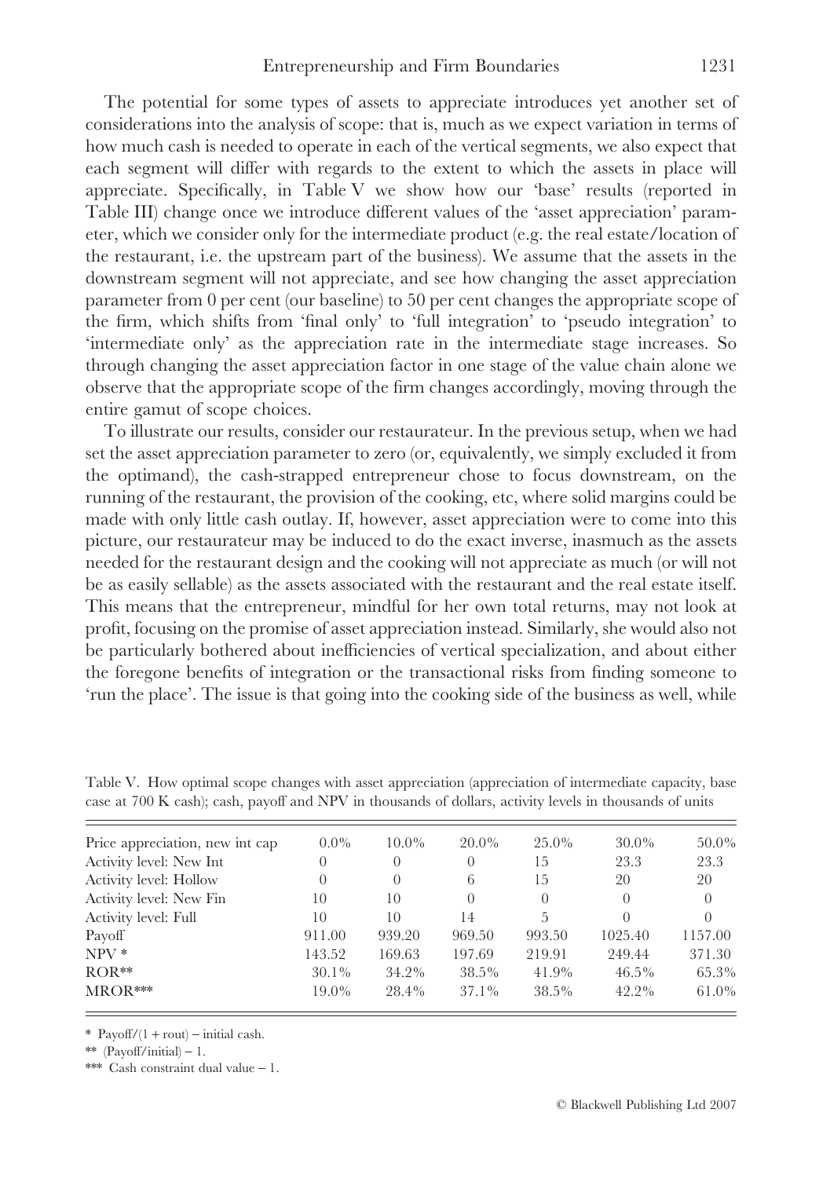The potential for some types of assets to appreciate introduces yet another set of considerations into the analysis of scope: that is, much as we expect variation in terms of how much cash is needed to operate in each of the vertical segments, we also expect that each segment will differ with regards to the extent to which the assets in place will appreciate. Specifically, in Table V we show how our 'base' results (reported in Table III) change once we introduce different values of the 'asset appreciation' parameter, which we consider only for the intermediate product (e.g. the real estate/location of the restaurant, i.e. the upstream part of the business). We assume that the assets in the downstream segment will not appreciate, and see how changing the asset appreciation parameter from 0 per cent (our baseline) to 50 per cent changes the appropriate scope of the firm, which shifts from 'final only' to 'full integration' to 'pseudo integration' to 'intermediate only' as the appreciation rate in the intermediate stage increases. So through changing the asset appreciation factor in one stage of the value chain alone we observe that the appropriate scope of the firm changes accordingly, moving through the entire gamut of scope choices.

To illustrate our results, consider our restaurateur. In the previous setup, when we had set the asset appreciation parameter to zero (or, equivalently, we simply excluded it from the optimand), the cash-strapped entrepreneur chose to focus downstream, on the running of the restaurant, the provision of the cooking, etc, where solid margins could be made with only little cash outlay. If, however, asset appreciation were to come into this picture, our restaurateur may be induced to do the exact inverse, inasmuch as the assets needed for the restaurant design and the cooking will not appreciate as much (or will not be as easily sellable) as the assets associated with the restaurant and the real estate itself. This means that the entrepreneur, mindful for her own total returns, may not look at profit, focusing on the promise of asset appreciation instead. Similarly, she would also not be particularly bothered about inefficiencies of vertical specialization, and about either the foregone benefits of integration or the transactional risks from finding someone to 'run the place'. The issue is that going into the cooking side of the business as well, while

Table V. How optimal scope changes with asset appreciation (appreciation of intermediate capacity, base case at 700 K cash); cash, payoff and NPV in thousands of dollars, activity levels in thousands of units

| Price appreciation, new int cap | 0.0% | 10.0% | 20.0% | 25.0% | 30.0% | 50.0% |
|---|---|---|---|---|---|---|
| Activity level: New Int | 0 | 0 | 0 | 15 | 23.3 | 23.3 |
| Activity level: Hollow | 0 | 0 | 6 | 15 | 20 | 20 |
| Activity level: New Fin | 10 | 10 | 0 | 0 | 0 | 0 |
| Activity level: Full | 10 | 10 | 14 | 5 | 0 | 0 |
| Payoff | 911.00 | 939.20 | 969.50 | 993.50 | 1025.40 | 1157.00 |
| NPV * | 143.52 | 169.63 | 197.69 | 219.91 | 249.44 | 371.30 |
| ROR** | 30.1% | 34.2% | 38.5% | 41.9% | 46.5% | 65.3% |
| MROR*** | 19.0% | 28.4% | 37.1% | 38.5% | 42.2% | 61.0% |

\* Payoff/(1 + rout) – initial cash.

\*\* (Payoff/initial) – 1.

\*\*\* Cash constraint dual value – 1.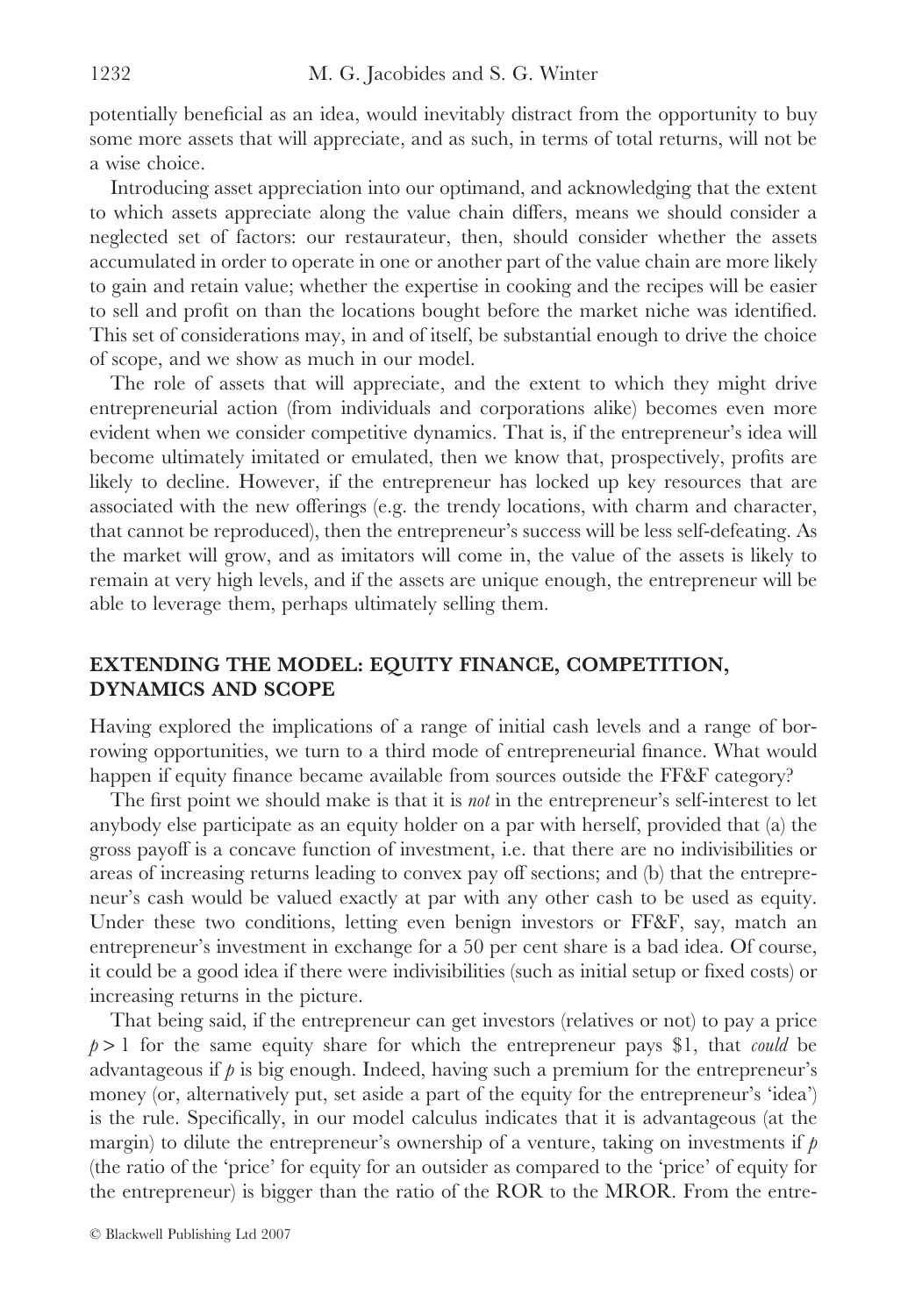potentially beneficial as an idea, would inevitably distract from the opportunity to buy some more assets that will appreciate, and as such, in terms of total returns, will not be a wise choice.

Introducing asset appreciation into our optimand, and acknowledging that the extent to which assets appreciate along the value chain differs, means we should consider a neglected set of factors: our restaurateur, then, should consider whether the assets accumulated in order to operate in one or another part of the value chain are more likely to gain and retain value; whether the expertise in cooking and the recipes will be easier to sell and profit on than the locations bought before the market niche was identified. This set of considerations may, in and of itself, be substantial enough to drive the choice of scope, and we show as much in our model.

The role of assets that will appreciate, and the extent to which they might drive entrepreneurial action (from individuals and corporations alike) becomes even more evident when we consider competitive dynamics. That is, if the entrepreneur's idea will become ultimately imitated or emulated, then we know that, prospectively, profits are likely to decline. However, if the entrepreneur has locked up key resources that are associated with the new offerings (e.g. the trendy locations, with charm and character, that cannot be reproduced), then the entrepreneur's success will be less self-defeating. As the market will grow, and as imitators will come in, the value of the assets is likely to remain at very high levels, and if the assets are unique enough, the entrepreneur will be able to leverage them, perhaps ultimately selling them.

## EXTENDING THE MODEL: EQUITY FINANCE, COMPETITION, DYNAMICS AND SCOPE

Having explored the implications of a range of initial cash levels and a range of borrowing opportunities, we turn to a third mode of entrepreneurial finance. What would happen if equity finance became available from sources outside the FF&F category?

The first point we should make is that it is *not* in the entrepreneur's self-interest to let anybody else participate as an equity holder on a par with herself, provided that (a) the gross payoff is a concave function of investment, i.e. that there are no indivisibilities or areas of increasing returns leading to convex pay off sections; and (b) that the entrepreneur's cash would be valued exactly at par with any other cash to be used as equity. Under these two conditions, letting even benign investors or FF&F, say, match an entrepreneur's investment in exchange for a 50 per cent share is a bad idea. Of course, it could be a good idea if there were indivisibilities (such as initial setup or fixed costs) or increasing returns in the picture.

That being said, if the entrepreneur can get investors (relatives or not) to pay a price $p > 1$ for the same equity share for which the entrepreneur pays \$1, that *could* be advantageous if $p$ is big enough. Indeed, having such a premium for the entrepreneur's money (or, alternatively put, set aside a part of the equity for the entrepreneur's 'idea') is the rule. Specifically, in our model calculus indicates that it is advantageous (at the margin) to dilute the entrepreneur's ownership of a venture, taking on investments if $p$ (the ratio of the 'price' for equity for an outsider as compared to the 'price' of equity for the entrepreneur) is bigger than the ratio of the ROR to the MROR. From the entre-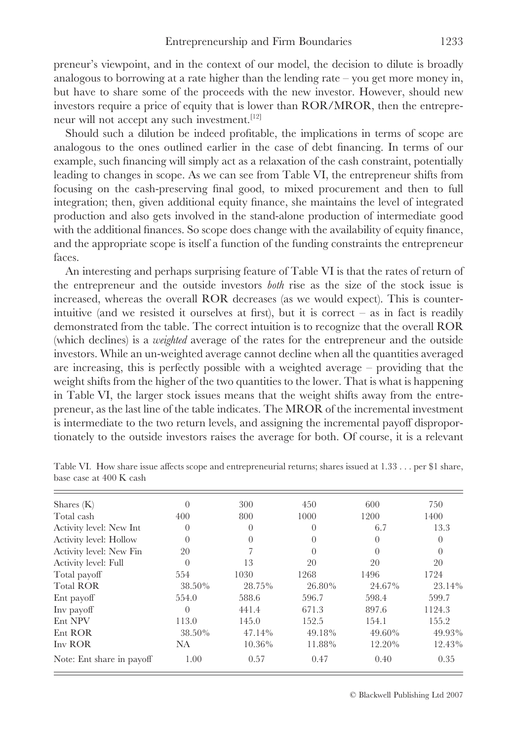preneur's viewpoint, and in the context of our model, the decision to dilute is broadly analogous to borrowing at a rate higher than the lending rate – you get more money in, but have to share some of the proceeds with the new investor. However, should new investors require a price of equity that is lower than ROR/MROR, then the entrepreneur will not accept any such investment.[12]

Should such a dilution be indeed profitable, the implications in terms of scope are analogous to the ones outlined earlier in the case of debt financing. In terms of our example, such financing will simply act as a relaxation of the cash constraint, potentially leading to changes in scope. As we can see from Table VI, the entrepreneur shifts from focusing on the cash-preserving final good, to mixed procurement and then to full integration; then, given additional equity finance, she maintains the level of integrated production and also gets involved in the stand-alone production of intermediate good with the additional finances. So scope does change with the availability of equity finance, and the appropriate scope is itself a function of the funding constraints the entrepreneur faces.

An interesting and perhaps surprising feature of Table VI is that the rates of return of the entrepreneur and the outside investors *both* rise as the size of the stock issue is increased, whereas the overall ROR decreases (as we would expect). This is counter-intuitive (and we resisted it ourselves at first), but it is correct – as in fact is readily demonstrated from the table. The correct intuition is to recognize that the overall ROR (which declines) is a *weighted* average of the rates for the entrepreneur and the outside investors. While an un-weighted average cannot decline when all the quantities averaged are increasing, this is perfectly possible with a weighted average – providing that the weight shifts from the higher of the two quantities to the lower. That is what is happening in Table VI, the larger stock issues means that the weight shifts away from the entrepreneur, as the last line of the table indicates. The MROR of the incremental investment is intermediate to the two return levels, and assigning the incremental payoff disproportionately to the outside investors raises the average for both. Of course, it is a relevant

Table VI. How share issue affects scope and entrepreneurial returns; shares issued at 1.33 . . . per \$1 share, base case at 400 K cash

| | | | | | |
|---|---|---|---|---|---|
| Shares (K) | 0 | 300 | 450 | 600 | 750 |
| Total cash | 400 | 800 | 1000 | 1200 | 1400 |
| Activity level: New Int | 0 | 0 | 0 | 6.7 | 13.3 |
| Activity level: Hollow | 0 | 0 | 0 | 0 | 0 |
| Activity level: New Fin | 20 | 7 | 0 | 0 | 0 |
| Activity level: Full | 0 | 13 | 20 | 20 | 20 |
| Total payoff | 554 | 1030 | 1268 | 1496 | 1724 |
| Total ROR | 38.50% | 28.75% | 26.80% | 24.67% | 23.14% |
| Ent payoff | 554.0 | 588.6 | 596.7 | 598.4 | 599.7 |
| Inv payoff | 0 | 441.4 | 671.3 | 897.6 | 1124.3 |
| Ent NPV | 113.0 | 145.0 | 152.5 | 154.1 | 155.2 |
| Ent ROR | 38.50% | 47.14% | 49.18% | 49.60% | 49.93% |
| Inv ROR | NA | 10.36% | 11.88% | 12.20% | 12.43% |
| Note: Ent share in payoff | 1.00 | 0.57 | 0.47 | 0.40 | 0.35 |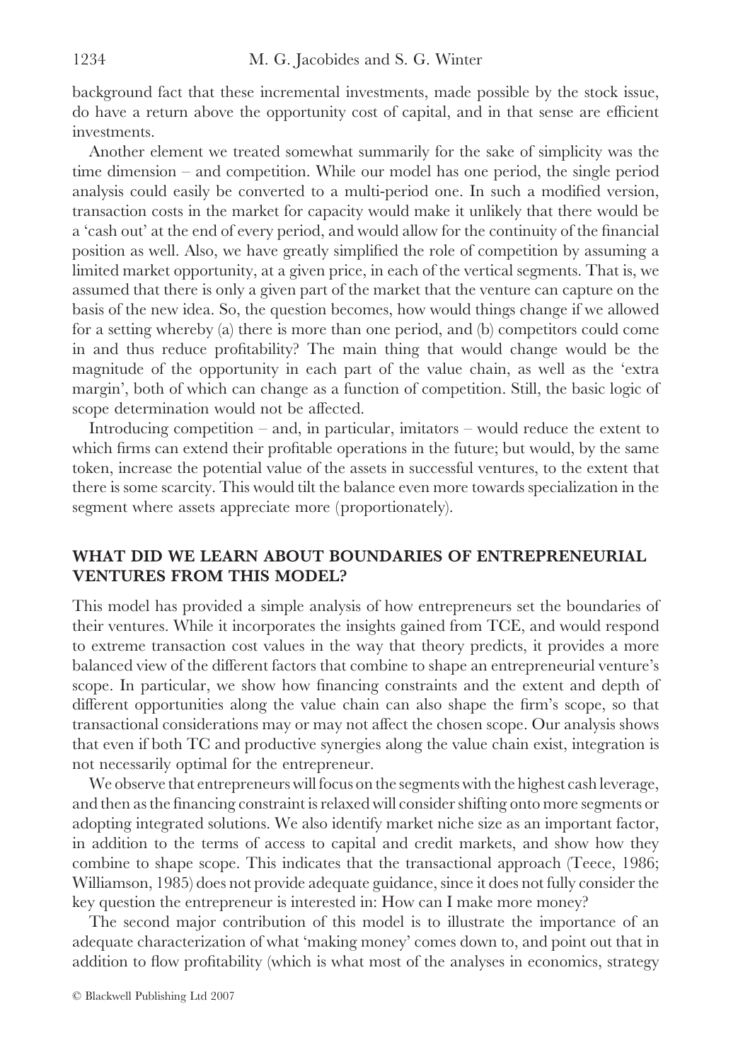background fact that these incremental investments, made possible by the stock issue, do have a return above the opportunity cost of capital, and in that sense are efficient investments.

Another element we treated somewhat summarily for the sake of simplicity was the time dimension – and competition. While our model has one period, the single period analysis could easily be converted to a multi-period one. In such a modified version, transaction costs in the market for capacity would make it unlikely that there would be a 'cash out' at the end of every period, and would allow for the continuity of the financial position as well. Also, we have greatly simplified the role of competition by assuming a limited market opportunity, at a given price, in each of the vertical segments. That is, we assumed that there is only a given part of the market that the venture can capture on the basis of the new idea. So, the question becomes, how would things change if we allowed for a setting whereby (a) there is more than one period, and (b) competitors could come in and thus reduce profitability? The main thing that would change would be the magnitude of the opportunity in each part of the value chain, as well as the 'extra margin', both of which can change as a function of competition. Still, the basic logic of scope determination would not be affected.

Introducing competition – and, in particular, imitators – would reduce the extent to which firms can extend their profitable operations in the future; but would, by the same token, increase the potential value of the assets in successful ventures, to the extent that there is some scarcity. This would tilt the balance even more towards specialization in the segment where assets appreciate more (proportionately).

## WHAT DID WE LEARN ABOUT BOUNDARIES OF ENTREPRENEURIAL VENTURES FROM THIS MODEL?

This model has provided a simple analysis of how entrepreneurs set the boundaries of their ventures. While it incorporates the insights gained from TCE, and would respond to extreme transaction cost values in the way that theory predicts, it provides a more balanced view of the different factors that combine to shape an entrepreneurial venture's scope. In particular, we show how financing constraints and the extent and depth of different opportunities along the value chain can also shape the firm's scope, so that transactional considerations may or may not affect the chosen scope. Our analysis shows that even if both TC and productive synergies along the value chain exist, integration is not necessarily optimal for the entrepreneur.

We observe that entrepreneurs will focus on the segments with the highest cash leverage, and then as the financing constraint is relaxed will consider shifting onto more segments or adopting integrated solutions. We also identify market niche size as an important factor, in addition to the terms of access to capital and credit markets, and show how they combine to shape scope. This indicates that the transactional approach (Teece, 1986; Williamson, 1985) does not provide adequate guidance, since it does not fully consider the key question the entrepreneur is interested in: How can I make more money?

The second major contribution of this model is to illustrate the importance of an adequate characterization of what 'making money' comes down to, and point out that in addition to flow profitability (which is what most of the analyses in economics, strategy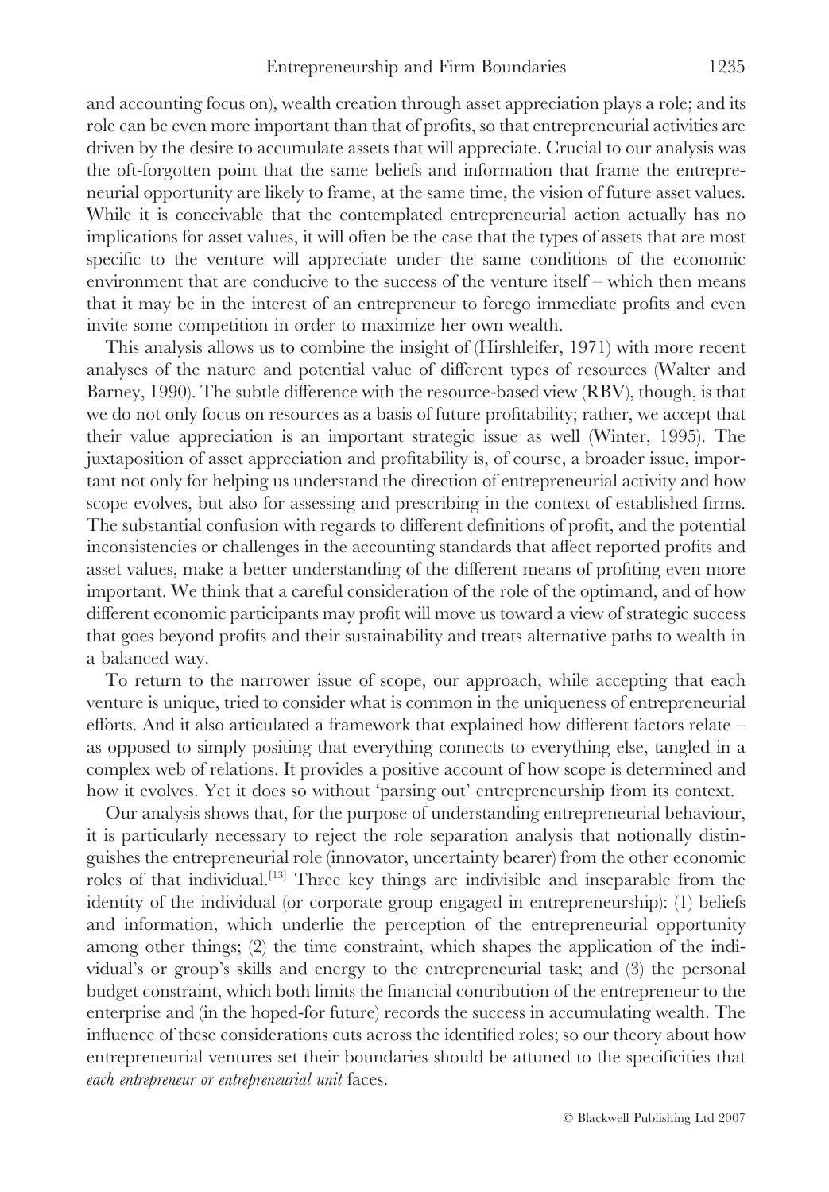and accounting focus on), wealth creation through asset appreciation plays a role; and its role can be even more important than that of profits, so that entrepreneurial activities are driven by the desire to accumulate assets that will appreciate. Crucial to our analysis was the oft-forgotten point that the same beliefs and information that frame the entrepreneurial opportunity are likely to frame, at the same time, the vision of future asset values. While it is conceivable that the contemplated entrepreneurial action actually has no implications for asset values, it will often be the case that the types of assets that are most specific to the venture will appreciate under the same conditions of the economic environment that are conducive to the success of the venture itself – which then means that it may be in the interest of an entrepreneur to forego immediate profits and even invite some competition in order to maximize her own wealth.

This analysis allows us to combine the insight of (Hirshleifer, 1971) with more recent analyses of the nature and potential value of different types of resources (Walter and Barney, 1990). The subtle difference with the resource-based view (RBV), though, is that we do not only focus on resources as a basis of future profitability; rather, we accept that their value appreciation is an important strategic issue as well (Winter, 1995). The juxtaposition of asset appreciation and profitability is, of course, a broader issue, important not only for helping us understand the direction of entrepreneurial activity and how scope evolves, but also for assessing and prescribing in the context of established firms. The substantial confusion with regards to different definitions of profit, and the potential inconsistencies or challenges in the accounting standards that affect reported profits and asset values, make a better understanding of the different means of profiting even more important. We think that a careful consideration of the role of the optimand, and of how different economic participants may profit will move us toward a view of strategic success that goes beyond profits and their sustainability and treats alternative paths to wealth in a balanced way.

To return to the narrower issue of scope, our approach, while accepting that each venture is unique, tried to consider what is common in the uniqueness of entrepreneurial efforts. And it also articulated a framework that explained how different factors relate – as opposed to simply positing that everything connects to everything else, tangled in a complex web of relations. It provides a positive account of how scope is determined and how it evolves. Yet it does so without 'parsing out' entrepreneurship from its context.

Our analysis shows that, for the purpose of understanding entrepreneurial behaviour, it is particularly necessary to reject the role separation analysis that notionally distinguishes the entrepreneurial role (innovator, uncertainty bearer) from the other economic roles of that individual.[13] Three key things are indivisible and inseparable from the identity of the individual (or corporate group engaged in entrepreneurship): (1) beliefs and information, which underlie the perception of the entrepreneurial opportunity among other things; (2) the time constraint, which shapes the application of the individual's or group's skills and energy to the entrepreneurial task; and (3) the personal budget constraint, which both limits the financial contribution of the entrepreneur to the enterprise and (in the hoped-for future) records the success in accumulating wealth. The influence of these considerations cuts across the identified roles; so our theory about how entrepreneurial ventures set their boundaries should be attuned to the specificities that *each entrepreneur or entrepreneurial unit* faces.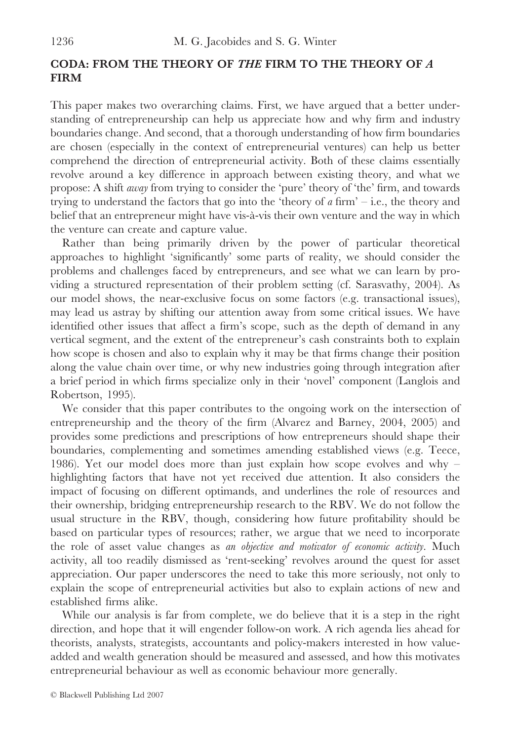## CODA: FROM THE THEORY OF *THE* FIRM TO THE THEORY OF *A* FIRM

This paper makes two overarching claims. First, we have argued that a better understanding of entrepreneurship can help us appreciate how and why firm and industry boundaries change. And second, that a thorough understanding of how firm boundaries are chosen (especially in the context of entrepreneurial ventures) can help us better comprehend the direction of entrepreneurial activity. Both of these claims essentially revolve around a key difference in approach between existing theory, and what we propose: A shift *away* from trying to consider the 'pure' theory of 'the' firm, and towards trying to understand the factors that go into the 'theory of *a* firm' – i.e., the theory and belief that an entrepreneur might have vis-à-vis their own venture and the way in which the venture can create and capture value.

Rather than being primarily driven by the power of particular theoretical approaches to highlight 'significantly' some parts of reality, we should consider the problems and challenges faced by entrepreneurs, and see what we can learn by providing a structured representation of their problem setting (cf. Sarasvathy, 2004). As our model shows, the near-exclusive focus on some factors (e.g. transactional issues), may lead us astray by shifting our attention away from some critical issues. We have identified other issues that affect a firm's scope, such as the depth of demand in any vertical segment, and the extent of the entrepreneur's cash constraints both to explain how scope is chosen and also to explain why it may be that firms change their position along the value chain over time, or why new industries going through integration after a brief period in which firms specialize only in their 'novel' component (Langlois and Robertson, 1995).

We consider that this paper contributes to the ongoing work on the intersection of entrepreneurship and the theory of the firm (Alvarez and Barney, 2004, 2005) and provides some predictions and prescriptions of how entrepreneurs should shape their boundaries, complementing and sometimes amending established views (e.g. Teece, 1986). Yet our model does more than just explain how scope evolves and why – highlighting factors that have not yet received due attention. It also considers the impact of focusing on different optimands, and underlines the role of resources and their ownership, bridging entrepreneurship research to the RBV. We do not follow the usual structure in the RBV, though, considering how future profitability should be based on particular types of resources; rather, we argue that we need to incorporate the role of asset value changes as *an objective and motivator of economic activity*. Much activity, all too readily dismissed as 'rent-seeking' revolves around the quest for asset appreciation. Our paper underscores the need to take this more seriously, not only to explain the scope of entrepreneurial activities but also to explain actions of new and established firms alike.

While our analysis is far from complete, we do believe that it is a step in the right direction, and hope that it will engender follow-on work. A rich agenda lies ahead for theorists, analysts, strategists, accountants and policy-makers interested in how value-added and wealth generation should be measured and assessed, and how this motivates entrepreneurial behaviour as well as economic behaviour more generally.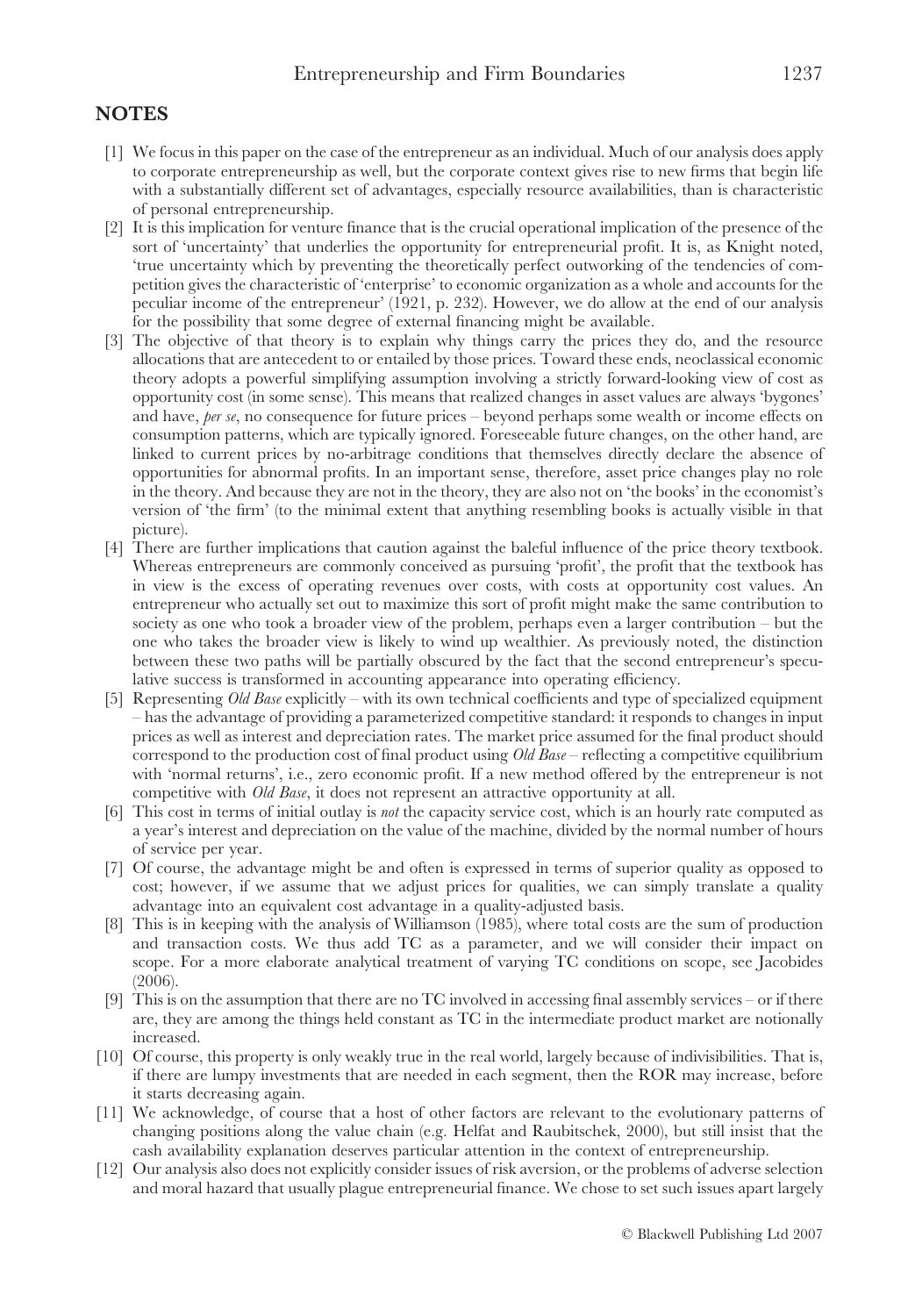## NOTES

[1] We focus in this paper on the case of the entrepreneur as an individual. Much of our analysis does apply to corporate entrepreneurship as well, but the corporate context gives rise to new firms that begin life with a substantially different set of advantages, especially resource availabilities, than is characteristic of personal entrepreneurship.

[2] It is this implication for venture finance that is the crucial operational implication of the presence of the sort of 'uncertainty' that underlies the opportunity for entrepreneurial profit. It is, as Knight noted, 'true uncertainty which by preventing the theoretically perfect outworking of the tendencies of competition gives the characteristic of 'enterprise' to economic organization as a whole and accounts for the peculiar income of the entrepreneur' (1921, p. 232). However, we do allow at the end of our analysis for the possibility that some degree of external financing might be available.

[3] The objective of that theory is to explain why things carry the prices they do, and the resource allocations that are antecedent to or entailed by those prices. Toward these ends, neoclassical economic theory adopts a powerful simplifying assumption involving a strictly forward-looking view of cost as opportunity cost (in some sense). This means that realized changes in asset values are always 'bygones' and have, *per se*, no consequence for future prices – beyond perhaps some wealth or income effects on consumption patterns, which are typically ignored. Foreseeable future changes, on the other hand, are linked to current prices by no-arbitrage conditions that themselves directly declare the absence of opportunities for abnormal profits. In an important sense, therefore, asset price changes play no role in the theory. And because they are not in the theory, they are also not on 'the books' in the economist's version of 'the firm' (to the minimal extent that anything resembling books is actually visible in that picture).

[4] There are further implications that caution against the baleful influence of the price theory textbook. Whereas entrepreneurs are commonly conceived as pursuing 'profit', the profit that the textbook has in view is the excess of operating revenues over costs, with costs at opportunity cost values. An entrepreneur who actually set out to maximize this sort of profit might make the same contribution to society as one who took a broader view of the problem, perhaps even a larger contribution – but the one who takes the broader view is likely to wind up wealthier. As previously noted, the distinction between these two paths will be partially obscured by the fact that the second entrepreneur's speculative success is transformed in accounting appearance into operating efficiency.

[5] Representing *Old Base* explicitly – with its own technical coefficients and type of specialized equipment – has the advantage of providing a parameterized competitive standard: it responds to changes in input prices as well as interest and depreciation rates. The market price assumed for the final product should correspond to the production cost of final product using *Old Base* – reflecting a competitive equilibrium with 'normal returns', i.e., zero economic profit. If a new method offered by the entrepreneur is not competitive with *Old Base*, it does not represent an attractive opportunity at all.

[6] This cost in terms of initial outlay is *not* the capacity service cost, which is an hourly rate computed as a year's interest and depreciation on the value of the machine, divided by the normal number of hours of service per year.

[7] Of course, the advantage might be and often is expressed in terms of superior quality as opposed to cost; however, if we assume that we adjust prices for qualities, we can simply translate a quality advantage into an equivalent cost advantage in a quality-adjusted basis.

[8] This is in keeping with the analysis of Williamson (1985), where total costs are the sum of production and transaction costs. We thus add TC as a parameter, and we will consider their impact on scope. For a more elaborate analytical treatment of varying TC conditions on scope, see Jacobides (2006).

[9] This is on the assumption that there are no TC involved in accessing final assembly services – or if there are, they are among the things held constant as TC in the intermediate product market are notionally increased.

[10] Of course, this property is only weakly true in the real world, largely because of indivisibilities. That is, if there are lumpy investments that are needed in each segment, then the ROR may increase, before it starts decreasing again.

[11] We acknowledge, of course that a host of other factors are relevant to the evolutionary patterns of changing positions along the value chain (e.g. Helfat and Raubitschek, 2000), but still insist that the cash availability explanation deserves particular attention in the context of entrepreneurship.

[12] Our analysis also does not explicitly consider issues of risk aversion, or the problems of adverse selection and moral hazard that usually plague entrepreneurial finance. We chose to set such issues apart largely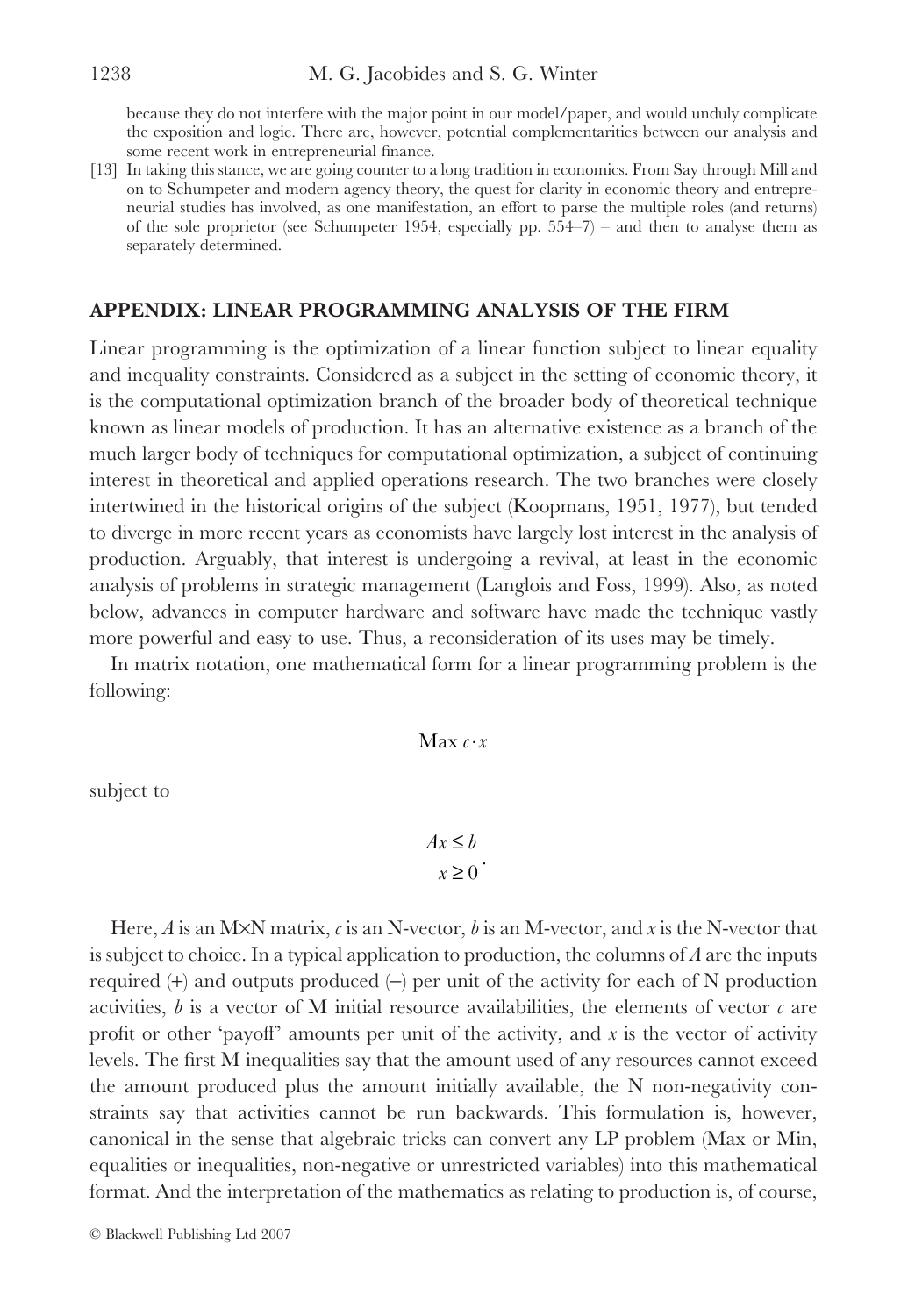because they do not interfere with the major point in our model/paper, and would unduly complicate the exposition and logic. There are, however, potential complementarities between our analysis and some recent work in entrepreneurial finance.

[13] In taking this stance, we are going counter to a long tradition in economics. From Say through Mill and on to Schumpeter and modern agency theory, the quest for clarity in economic theory and entrepreneurial studies has involved, as one manifestation, an effort to parse the multiple roles (and returns) of the sole proprietor (see Schumpeter 1954, especially pp. 554–7) – and then to analyse them as separately determined.

## APPENDIX: LINEAR PROGRAMMING ANALYSIS OF THE FIRM

Linear programming is the optimization of a linear function subject to linear equality and inequality constraints. Considered as a subject in the setting of economic theory, it is the computational optimization branch of the broader body of theoretical technique known as linear models of production. It has an alternative existence as a branch of the much larger body of techniques for computational optimization, a subject of continuing interest in theoretical and applied operations research. The two branches were closely intertwined in the historical origins of the subject (Koopmans, 1951, 1977), but tended to diverge in more recent years as economists have largely lost interest in the analysis of production. Arguably, that interest is undergoing a revival, at least in the economic analysis of problems in strategic management (Langlois and Foss, 1999). Also, as noted below, advances in computer hardware and software have made the technique vastly more powerful and easy to use. Thus, a reconsideration of its uses may be timely.

In matrix notation, one mathematical form for a linear programming problem is the following:

$$\text{Max } c \cdot x$$

subject to

$$\begin{aligned} Ax &\leq b \\ x &\geq 0 \end{aligned}.$$

Here, $A$ is an M×N matrix, $c$ is an N-vector, $b$ is an M-vector, and $x$ is the N-vector that is subject to choice. In a typical application to production, the columns of $A$ are the inputs required (+) and outputs produced (–) per unit of the activity for each of N production activities, $b$ is a vector of M initial resource availabilities, the elements of vector $c$ are profit or other 'payoff' amounts per unit of the activity, and $x$ is the vector of activity levels. The first M inequalities say that the amount used of any resources cannot exceed the amount produced plus the amount initially available, the N non-negativity constraints say that activities cannot be run backwards. This formulation is, however, canonical in the sense that algebraic tricks can convert any LP problem (Max or Min, equalities or inequalities, non-negative or unrestricted variables) into this mathematical format. And the interpretation of the mathematics as relating to production is, of course,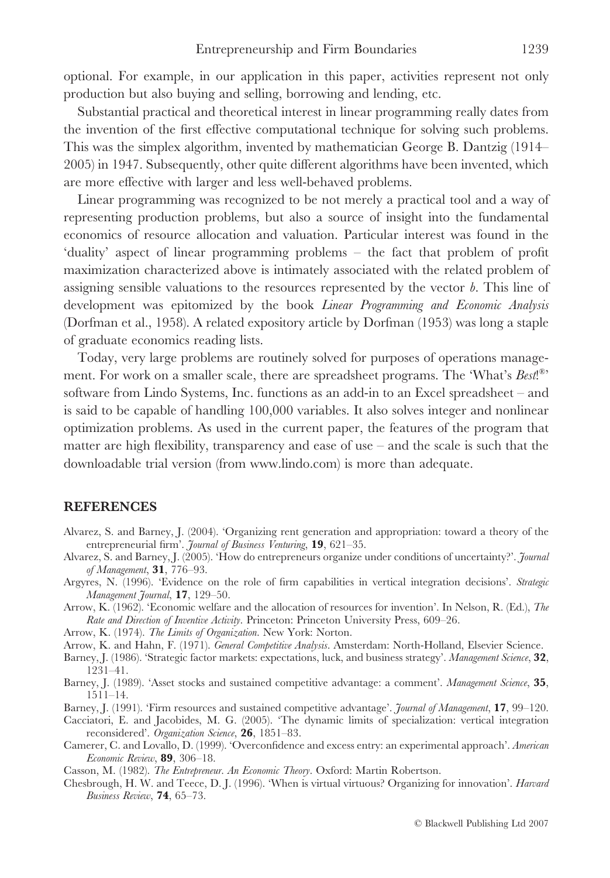optional. For example, in our application in this paper, activities represent not only production but also buying and selling, borrowing and lending, etc.

Substantial practical and theoretical interest in linear programming really dates from the invention of the first effective computational technique for solving such problems. This was the simplex algorithm, invented by mathematician George B. Dantzig (1914–2005) in 1947. Subsequently, other quite different algorithms have been invented, which are more effective with larger and less well-behaved problems.

Linear programming was recognized to be not merely a practical tool and a way of representing production problems, but also a source of insight into the fundamental economics of resource allocation and valuation. Particular interest was found in the 'duality' aspect of linear programming problems – the fact that problem of profit maximization characterized above is intimately associated with the related problem of assigning sensible valuations to the resources represented by the vector $b$. This line of development was epitomized by the book *Linear Programming and Economic Analysis* (Dorfman et al., 1958). A related expository article by Dorfman (1953) was long a staple of graduate economics reading lists.

Today, very large problems are routinely solved for purposes of operations management. For work on a smaller scale, there are spreadsheet programs. The 'What's *Best!*®' software from Lindo Systems, Inc. functions as an add-in to an Excel spreadsheet – and is said to be capable of handling 100,000 variables. It also solves integer and nonlinear optimization problems. As used in the current paper, the features of the program that matter are high flexibility, transparency and ease of use – and the scale is such that the downloadable trial version (from www.lindo.com) is more than adequate.

## REFERENCES

Alvarez, S. and Barney, J. (2004). 'Organizing rent generation and appropriation: toward a theory of the entrepreneurial firm'. *Journal of Business Venturing*, **19**, 621–35.

Alvarez, S. and Barney, J. (2005). 'How do entrepreneurs organize under conditions of uncertainty?'. *Journal of Management*, **31**, 776–93.

Argyres, N. (1996). 'Evidence on the role of firm capabilities in vertical integration decisions'. *Strategic Management Journal*, **17**, 129–50.

Arrow, K. (1962). 'Economic welfare and the allocation of resources for invention'. In Nelson, R. (Ed.), *The Rate and Direction of Inventive Activity*. Princeton: Princeton University Press, 609–26.

Arrow, K. (1974). *The Limits of Organization*. New York: Norton.

Arrow, K. and Hahn, F. (1971). *General Competitive Analysis*. Amsterdam: North-Holland, Elsevier Science.

Barney, J. (1986). 'Strategic factor markets: expectations, luck, and business strategy'. *Management Science*, **32**, 1231–41.

Barney, J. (1989). 'Asset stocks and sustained competitive advantage: a comment'. *Management Science*, **35**, 1511–14.

Barney, J. (1991). 'Firm resources and sustained competitive advantage'. *Journal of Management*, **17**, 99–120.

Cacciatori, E. and Jacobides, M. G. (2005). 'The dynamic limits of specialization: vertical integration reconsidered'. *Organization Science*, **26**, 1851–83.

Camerer, C. and Lovallo, D. (1999). 'Overconfidence and excess entry: an experimental approach'. *American Economic Review*, **89**, 306–18.

Casson, M. (1982). *The Entrepreneur. An Economic Theory*. Oxford: Martin Robertson.

Chesbrough, H. W. and Teece, D. J. (1996). 'When is virtual virtuous? Organizing for innovation'. *Harvard Business Review*, **74**, 65–73.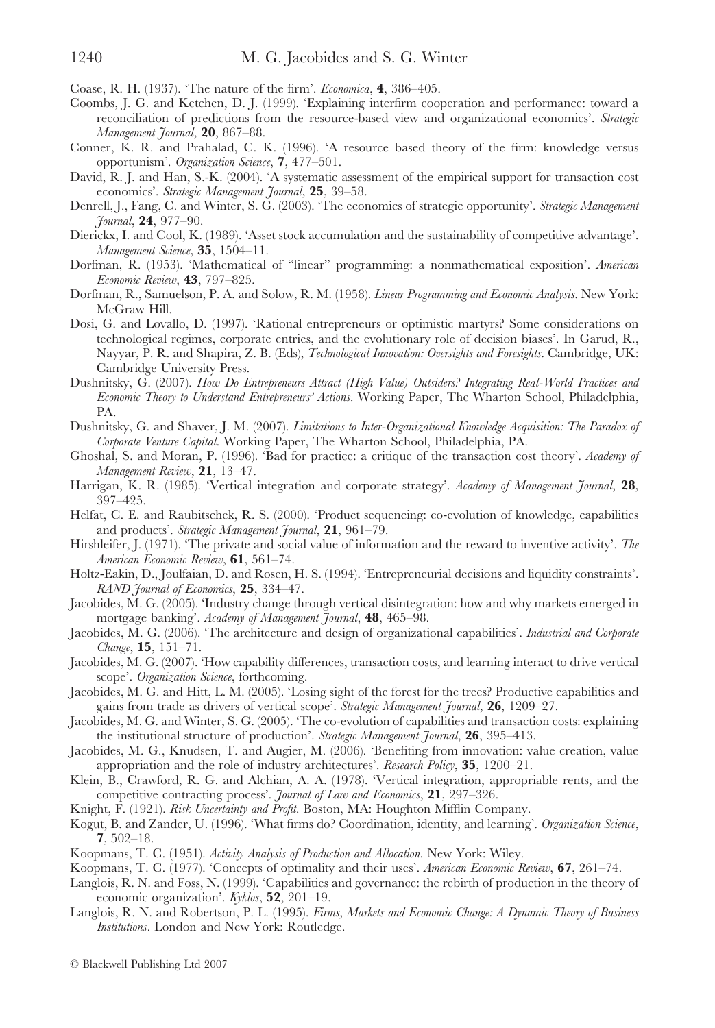Coase, R. H. (1937). 'The nature of the firm'. *Economica*, **4**, 386–405.

Coombs, J. G. and Ketchen, D. J. (1999). 'Explaining interfirm cooperation and performance: toward a reconciliation of predictions from the resource-based view and organizational economics'. *Strategic Management Journal*, **20**, 867–88.

Conner, K. R. and Prahalad, C. K. (1996). 'A resource based theory of the firm: knowledge versus opportunism'. *Organization Science*, **7**, 477–501.

David, R. J. and Han, S.-K. (2004). 'A systematic assessment of the empirical support for transaction cost economics'. *Strategic Management Journal*, **25**, 39–58.

Denrell, J., Fang, C. and Winter, S. G. (2003). 'The economics of strategic opportunity'. *Strategic Management Journal*, **24**, 977–90.

Dierickx, I. and Cool, K. (1989). 'Asset stock accumulation and the sustainability of competitive advantage'. *Management Science*, **35**, 1504–11.

Dorfman, R. (1953). 'Mathematical of "linear" programming: a nonmathematical exposition'. *American Economic Review*, **43**, 797–825.

Dorfman, R., Samuelson, P. A. and Solow, R. M. (1958). *Linear Programming and Economic Analysis*. New York: McGraw Hill.

Dosi, G. and Lovallo, D. (1997). 'Rational entrepreneurs or optimistic martyrs? Some considerations on technological regimes, corporate entries, and the evolutionary role of decision biases'. In Garud, R., Nayyar, P. R. and Shapira, Z. B. (Eds), *Technological Innovation: Oversights and Foresights*. Cambridge, UK: Cambridge University Press.

Dushnitsky, G. (2007). *How Do Entrepreneurs Attract (High Value) Outsiders? Integrating Real-World Practices and Economic Theory to Understand Entrepreneurs' Actions*. Working Paper, The Wharton School, Philadelphia, PA.

Dushnitsky, G. and Shaver, J. M. (2007). *Limitations to Inter-Organizational Knowledge Acquisition: The Paradox of Corporate Venture Capital*. Working Paper, The Wharton School, Philadelphia, PA.

Ghoshal, S. and Moran, P. (1996). 'Bad for practice: a critique of the transaction cost theory'. *Academy of Management Review*, **21**, 13–47.

Harrigan, K. R. (1985). 'Vertical integration and corporate strategy'. *Academy of Management Journal*, **28**, 397–425.

Helfat, C. E. and Raubitschek, R. S. (2000). 'Product sequencing: co-evolution of knowledge, capabilities and products'. *Strategic Management Journal*, **21**, 961–79.

Hirshleifer, J. (1971). 'The private and social value of information and the reward to inventive activity'. *The American Economic Review*, **61**, 561–74.

Holtz-Eakin, D., Joulfaian, D. and Rosen, H. S. (1994). 'Entrepreneurial decisions and liquidity constraints'. *RAND Journal of Economics*, **25**, 334–47.

Jacobides, M. G. (2005). 'Industry change through vertical disintegration: how and why markets emerged in mortgage banking'. *Academy of Management Journal*, **48**, 465–98.

Jacobides, M. G. (2006). 'The architecture and design of organizational capabilities'. *Industrial and Corporate Change*, **15**, 151–71.

Jacobides, M. G. (2007). 'How capability differences, transaction costs, and learning interact to drive vertical scope'. *Organization Science*, forthcoming.

Jacobides, M. G. and Hitt, L. M. (2005). 'Losing sight of the forest for the trees? Productive capabilities and gains from trade as drivers of vertical scope'. *Strategic Management Journal*, **26**, 1209–27.

Jacobides, M. G. and Winter, S. G. (2005). 'The co-evolution of capabilities and transaction costs: explaining the institutional structure of production'. *Strategic Management Journal*, **26**, 395–413.

Jacobides, M. G., Knudsen, T. and Augier, M. (2006). 'Benefiting from innovation: value creation, value appropriation and the role of industry architectures'. *Research Policy*, **35**, 1200–21.

Klein, B., Crawford, R. G. and Alchian, A. A. (1978). 'Vertical integration, appropriable rents, and the competitive contracting process'. *Journal of Law and Economics*, **21**, 297–326.

Knight, F. (1921). *Risk Uncertainty and Profit*. Boston, MA: Houghton Mifflin Company.

Kogut, B. and Zander, U. (1996). 'What firms do? Coordination, identity, and learning'. *Organization Science*, **7**, 502–18.

Koopmans, T. C. (1951). *Activity Analysis of Production and Allocation*. New York: Wiley.

Koopmans, T. C. (1977). 'Concepts of optimality and their uses'. *American Economic Review*, **67**, 261–74.

Langlois, R. N. and Foss, N. (1999). 'Capabilities and governance: the rebirth of production in the theory of economic organization'. *Kyklos*, **52**, 201–19.

Langlois, R. N. and Robertson, P. L. (1995). *Firms, Markets and Economic Change: A Dynamic Theory of Business Institutions*. London and New York: Routledge.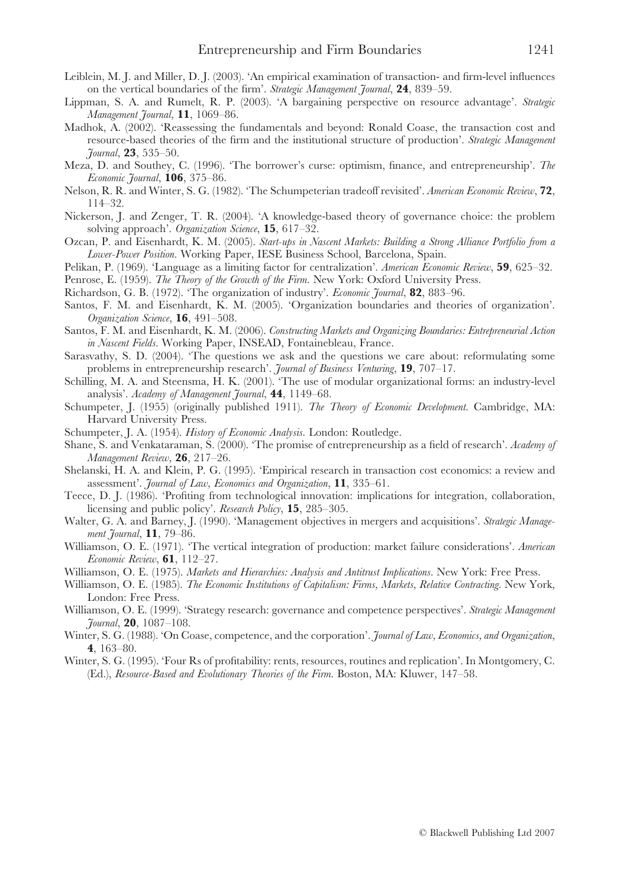Leiblein, M. J. and Miller, D. J. (2003). 'An empirical examination of transaction- and firm-level influences on the vertical boundaries of the firm'. *Strategic Management Journal*, **24**, 839–59.

Lippman, S. A. and Rumelt, R. P. (2003). 'A bargaining perspective on resource advantage'. *Strategic Management Journal*, **11**, 1069–86.

Madhok, A. (2002). 'Reassessing the fundamentals and beyond: Ronald Coase, the transaction cost and resource-based theories of the firm and the institutional structure of production'. *Strategic Management Journal*, **23**, 535–50.

Meza, D. and Southey, C. (1996). 'The borrower's curse: optimism, finance, and entrepreneurship'. *The Economic Journal*, **106**, 375–86.

Nelson, R. R. and Winter, S. G. (1982). 'The Schumpeterian tradeoff revisited'. *American Economic Review*, **72**, 114–32.

Nickerson, J. and Zenger, T. R. (2004). 'A knowledge-based theory of governance choice: the problem solving approach'. *Organization Science*, **15**, 617–32.

Ozcan, P. and Eisenhardt, K. M. (2005). *Start-ups in Nascent Markets: Building a Strong Alliance Portfolio from a Lower-Power Position*. Working Paper, IESE Business School, Barcelona, Spain.

Pelikan, P. (1969). 'Language as a limiting factor for centralization'. *American Economic Review*, **59**, 625–32.

Penrose, E. (1959). *The Theory of the Growth of the Firm*. New York: Oxford University Press.

Richardson, G. B. (1972). 'The organization of industry'. *Economic Journal*, **82**, 883–96.

Santos, F. M. and Eisenhardt, K. M. (2005). 'Organization boundaries and theories of organization'. *Organization Science*, **16**, 491–508.

Santos, F. M. and Eisenhardt, K. M. (2006). *Constructing Markets and Organizing Boundaries: Entrepreneurial Action in Nascent Fields*. Working Paper, INSEAD, Fontainebleau, France.

Sarasvathy, S. D. (2004). 'The questions we ask and the questions we care about: reformulating some problems in entrepreneurship research'. *Journal of Business Venturing*, **19**, 707–17.

Schilling, M. A. and Steensma, H. K. (2001). 'The use of modular organizational forms: an industry-level analysis'. *Academy of Management Journal*, **44**, 1149–68.

Schumpeter, J. (1955) (originally published 1911). *The Theory of Economic Development*. Cambridge, MA: Harvard University Press.

Schumpeter, J. A. (1954). *History of Economic Analysis*. London: Routledge.

Shane, S. and Venkataraman, S. (2000). 'The promise of entrepreneurship as a field of research'. *Academy of Management Review*, **26**, 217–26.

Shelanski, H. A. and Klein, P. G. (1995). 'Empirical research in transaction cost economics: a review and assessment'. *Journal of Law, Economics and Organization*, **11**, 335–61.

Teece, D. J. (1986). 'Profiting from technological innovation: implications for integration, collaboration, licensing and public policy'. *Research Policy*, **15**, 285–305.

Walter, G. A. and Barney, J. (1990). 'Management objectives in mergers and acquisitions'. *Strategic Management Journal*, **11**, 79–86.

Williamson, O. E. (1971). 'The vertical integration of production: market failure considerations'. *American Economic Review*, **61**, 112–27.

Williamson, O. E. (1975). *Markets and Hierarchies: Analysis and Antitrust Implications*. New York: Free Press.

Williamson, O. E. (1985). *The Economic Institutions of Capitalism: Firms, Markets, Relative Contracting*. New York, London: Free Press.

Williamson, O. E. (1999). 'Strategy research: governance and competence perspectives'. *Strategic Management Journal*, **20**, 1087–108.

Winter, S. G. (1988). 'On Coase, competence, and the corporation'. *Journal of Law, Economics, and Organization*, **4**, 163–80.

Winter, S. G. (1995). 'Four Rs of profitability: rents, resources, routines and replication'. In Montgomery, C. (Ed.), *Resource-Based and Evolutionary Theories of the Firm*. Boston, MA: Kluwer, 147–58.